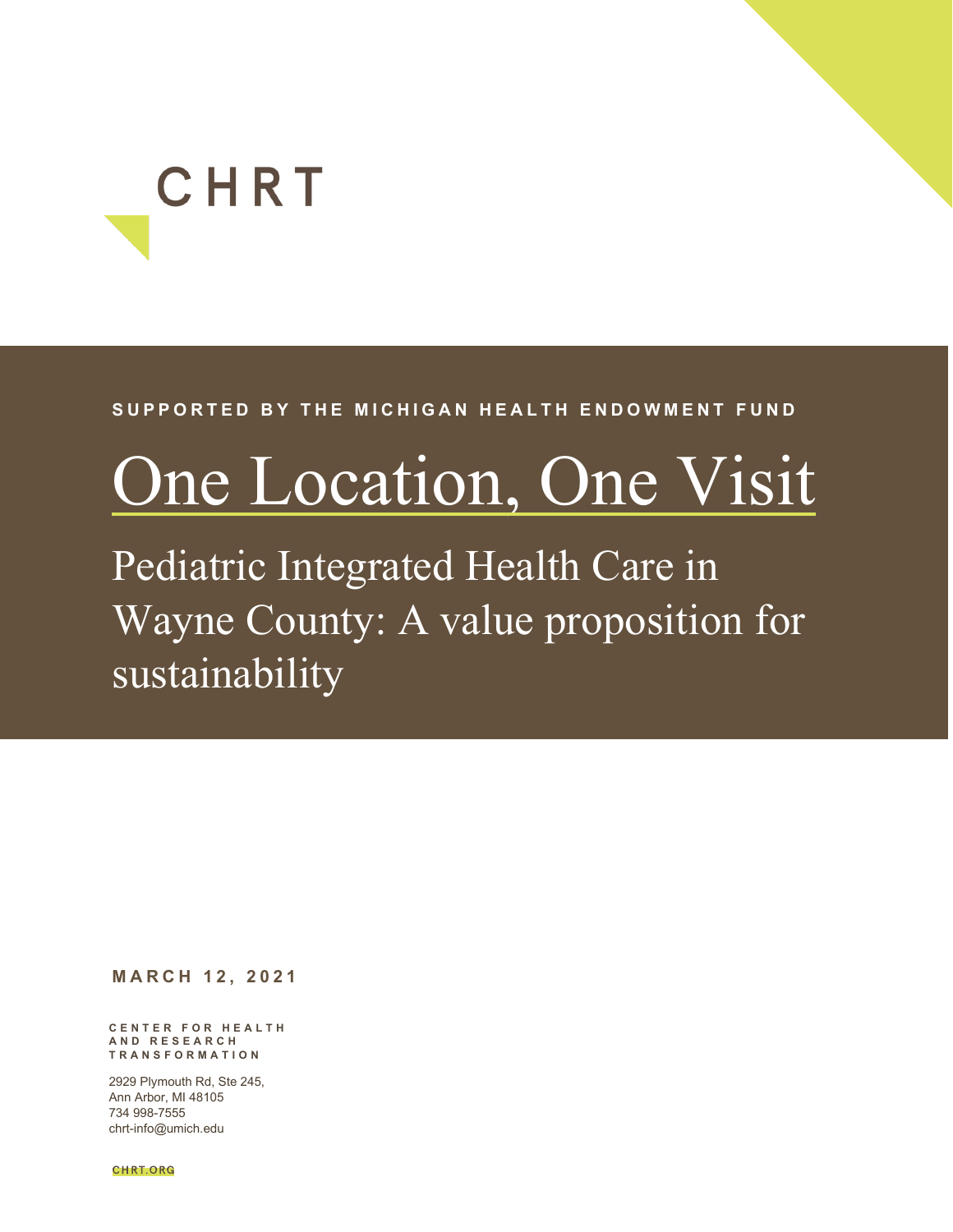CHRT

SUPPORTED BY THE MICHIGAN HEALTH ENDOWMENT FUND

# One Location, One Visit

## Pediatric Integrated Health Care in Wayne County: A value proposition for sustainability

MARCH 12, 2021

CENTER FOR HEALTH AND RESEARCH TRANSFORMATION

2929 Plymouth Rd, Ste 245,
Ann Arbor, MI 48105
734 998-7555
chrt-info@umich.edu

CHRT.ORG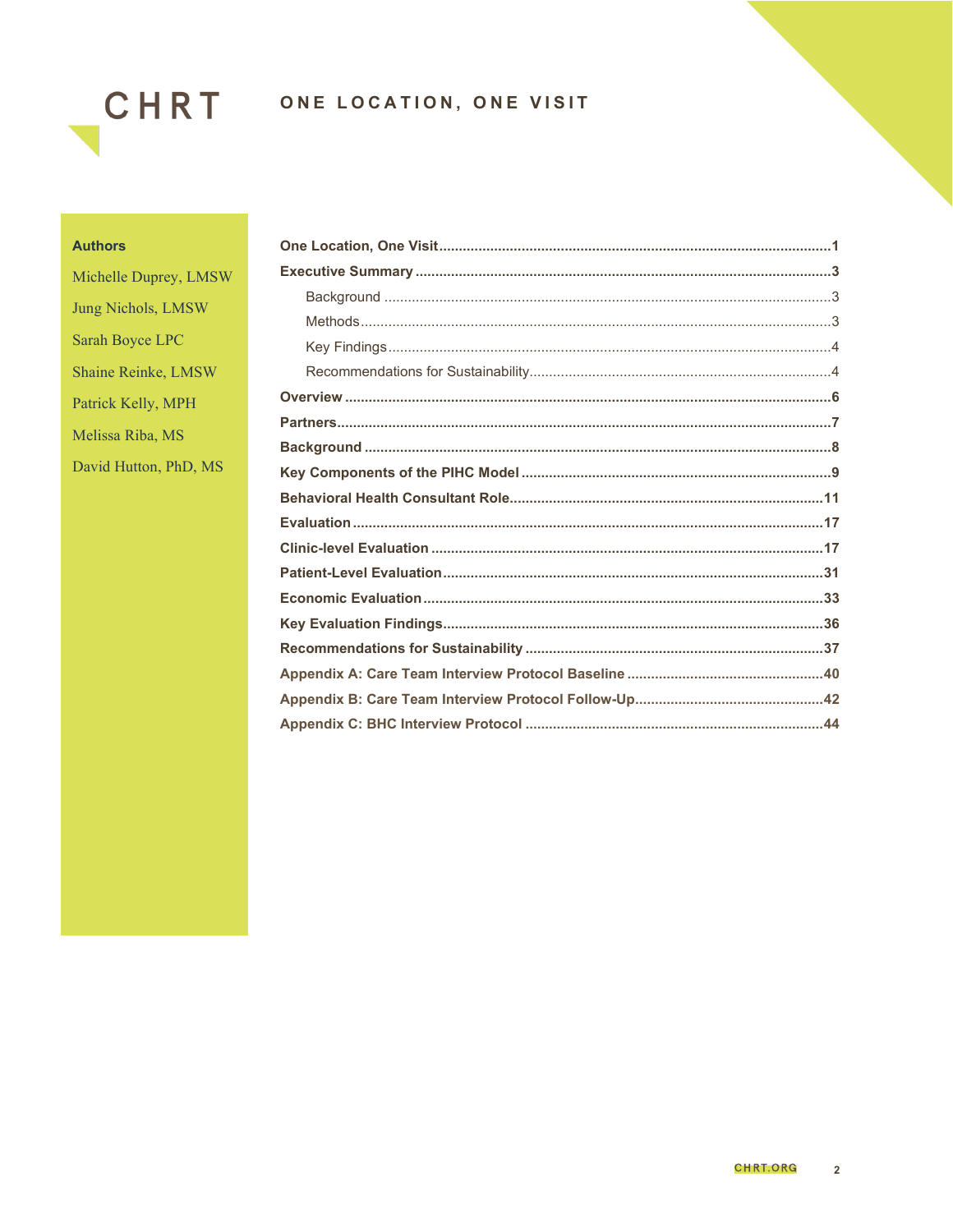CHRT

ONE LOCATION, ONE VISIT

**Authors**

Michelle Duprey, LMSW

Jung Nichols, LMSW

Sarah Boyce LPC

Shaine Reinke, LMSW

Patrick Kelly, MPH

Melissa Riba, MS

David Hutton, PhD, MS

**One Location, One Visit** .......... 1

**Executive Summary** .......... 3

- Background .......... 3
- Methods .......... 3
- Key Findings .......... 4
- Recommendations for Sustainability .......... 4

**Overview** .......... 6

**Partners** .......... 7

**Background** .......... 8

**Key Components of the PIHC Model** .......... 9

**Behavioral Health Consultant Role** .......... 11

**Evaluation** .......... 17

**Clinic-level Evaluation** .......... 17

**Patient-Level Evaluation** .......... 31

**Economic Evaluation** .......... 33

**Key Evaluation Findings** .......... 36

**Recommendations for Sustainability** .......... 37

**Appendix A: Care Team Interview Protocol Baseline** .......... 40

**Appendix B: Care Team Interview Protocol Follow-Up** .......... 42

**Appendix C: BHC Interview Protocol** .......... 44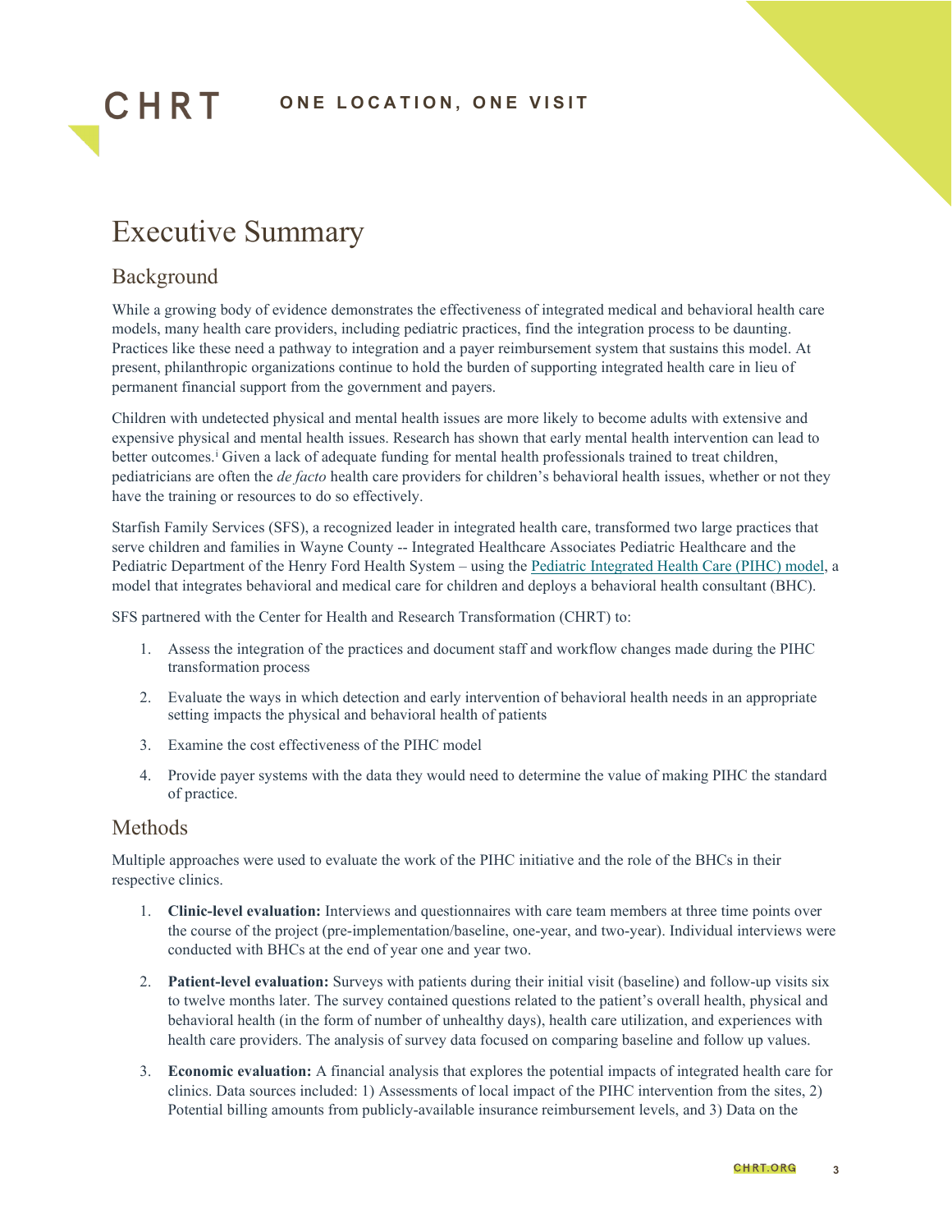# Executive Summary

## Background

While a growing body of evidence demonstrates the effectiveness of integrated medical and behavioral health care models, many health care providers, including pediatric practices, find the integration process to be daunting. Practices like these need a pathway to integration and a payer reimbursement system that sustains this model. At present, philanthropic organizations continue to hold the burden of supporting integrated health care in lieu of permanent financial support from the government and payers.

Children with undetected physical and mental health issues are more likely to become adults with extensive and expensive physical and mental health issues. Research has shown that early mental health intervention can lead to better outcomes.[i] Given a lack of adequate funding for mental health professionals trained to treat children, pediatricians are often the *de facto* health care providers for children's behavioral health issues, whether or not they have the training or resources to do so effectively.

Starfish Family Services (SFS), a recognized leader in integrated health care, transformed two large practices that serve children and families in Wayne County -- Integrated Healthcare Associates Pediatric Healthcare and the Pediatric Department of the Henry Ford Health System – using the Pediatric Integrated Health Care (PIHC) model, a model that integrates behavioral and medical care for children and deploys a behavioral health consultant (BHC).

SFS partnered with the Center for Health and Research Transformation (CHRT) to:

1. Assess the integration of the practices and document staff and workflow changes made during the PIHC transformation process
2. Evaluate the ways in which detection and early intervention of behavioral health needs in an appropriate setting impacts the physical and behavioral health of patients
3. Examine the cost effectiveness of the PIHC model
4. Provide payer systems with the data they would need to determine the value of making PIHC the standard of practice.

## Methods

Multiple approaches were used to evaluate the work of the PIHC initiative and the role of the BHCs in their respective clinics.

1. **Clinic-level evaluation:** Interviews and questionnaires with care team members at three time points over the course of the project (pre-implementation/baseline, one-year, and two-year). Individual interviews were conducted with BHCs at the end of year one and year two.
2. **Patient-level evaluation:** Surveys with patients during their initial visit (baseline) and follow-up visits six to twelve months later. The survey contained questions related to the patient's overall health, physical and behavioral health (in the form of number of unhealthy days), health care utilization, and experiences with health care providers. The analysis of survey data focused on comparing baseline and follow up values.
3. **Economic evaluation:** A financial analysis that explores the potential impacts of integrated health care for clinics. Data sources included: 1) Assessments of local impact of the PIHC intervention from the sites, 2) Potential billing amounts from publicly-available insurance reimbursement levels, and 3) Data on the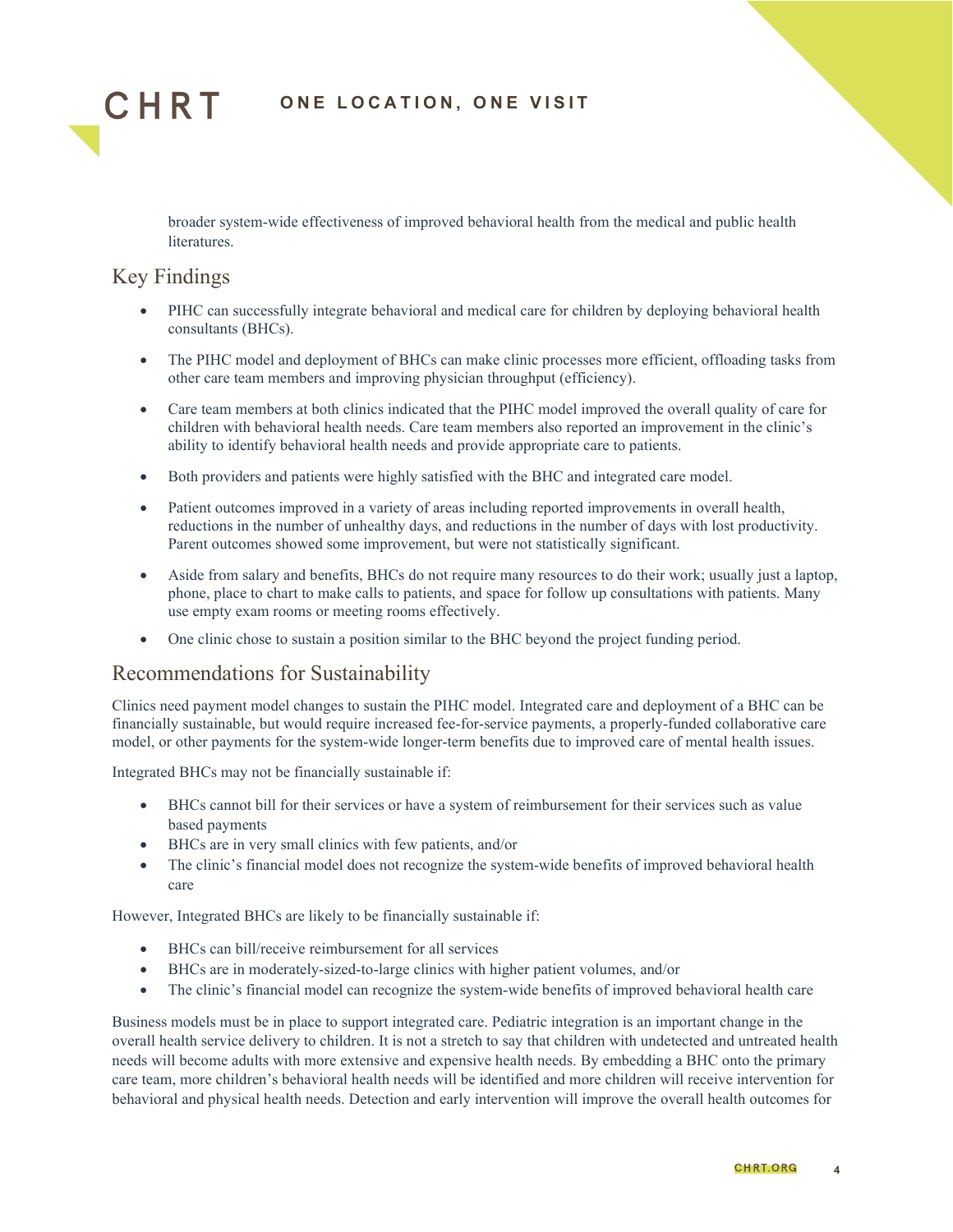broader system-wide effectiveness of improved behavioral health from the medical and public health literatures.

## Key Findings

- PIHC can successfully integrate behavioral and medical care for children by deploying behavioral health consultants (BHCs).
- The PIHC model and deployment of BHCs can make clinic processes more efficient, offloading tasks from other care team members and improving physician throughput (efficiency).
- Care team members at both clinics indicated that the PIHC model improved the overall quality of care for children with behavioral health needs. Care team members also reported an improvement in the clinic's ability to identify behavioral health needs and provide appropriate care to patients.
- Both providers and patients were highly satisfied with the BHC and integrated care model.
- Patient outcomes improved in a variety of areas including reported improvements in overall health, reductions in the number of unhealthy days, and reductions in the number of days with lost productivity. Parent outcomes showed some improvement, but were not statistically significant.
- Aside from salary and benefits, BHCs do not require many resources to do their work; usually just a laptop, phone, place to chart to make calls to patients, and space for follow up consultations with patients. Many use empty exam rooms or meeting rooms effectively.
- One clinic chose to sustain a position similar to the BHC beyond the project funding period.

## Recommendations for Sustainability

Clinics need payment model changes to sustain the PIHC model. Integrated care and deployment of a BHC can be financially sustainable, but would require increased fee-for-service payments, a properly-funded collaborative care model, or other payments for the system-wide longer-term benefits due to improved care of mental health issues.

Integrated BHCs may not be financially sustainable if:

- BHCs cannot bill for their services or have a system of reimbursement for their services such as value based payments
- BHCs are in very small clinics with few patients, and/or
- The clinic's financial model does not recognize the system-wide benefits of improved behavioral health care

However, Integrated BHCs are likely to be financially sustainable if:

- BHCs can bill/receive reimbursement for all services
- BHCs are in moderately-sized-to-large clinics with higher patient volumes, and/or
- The clinic's financial model can recognize the system-wide benefits of improved behavioral health care

Business models must be in place to support integrated care. Pediatric integration is an important change in the overall health service delivery to children. It is not a stretch to say that children with undetected and untreated health needs will become adults with more extensive and expensive health needs. By embedding a BHC onto the primary care team, more children's behavioral health needs will be identified and more children will receive intervention for behavioral and physical health needs. Detection and early intervention will improve the overall health outcomes for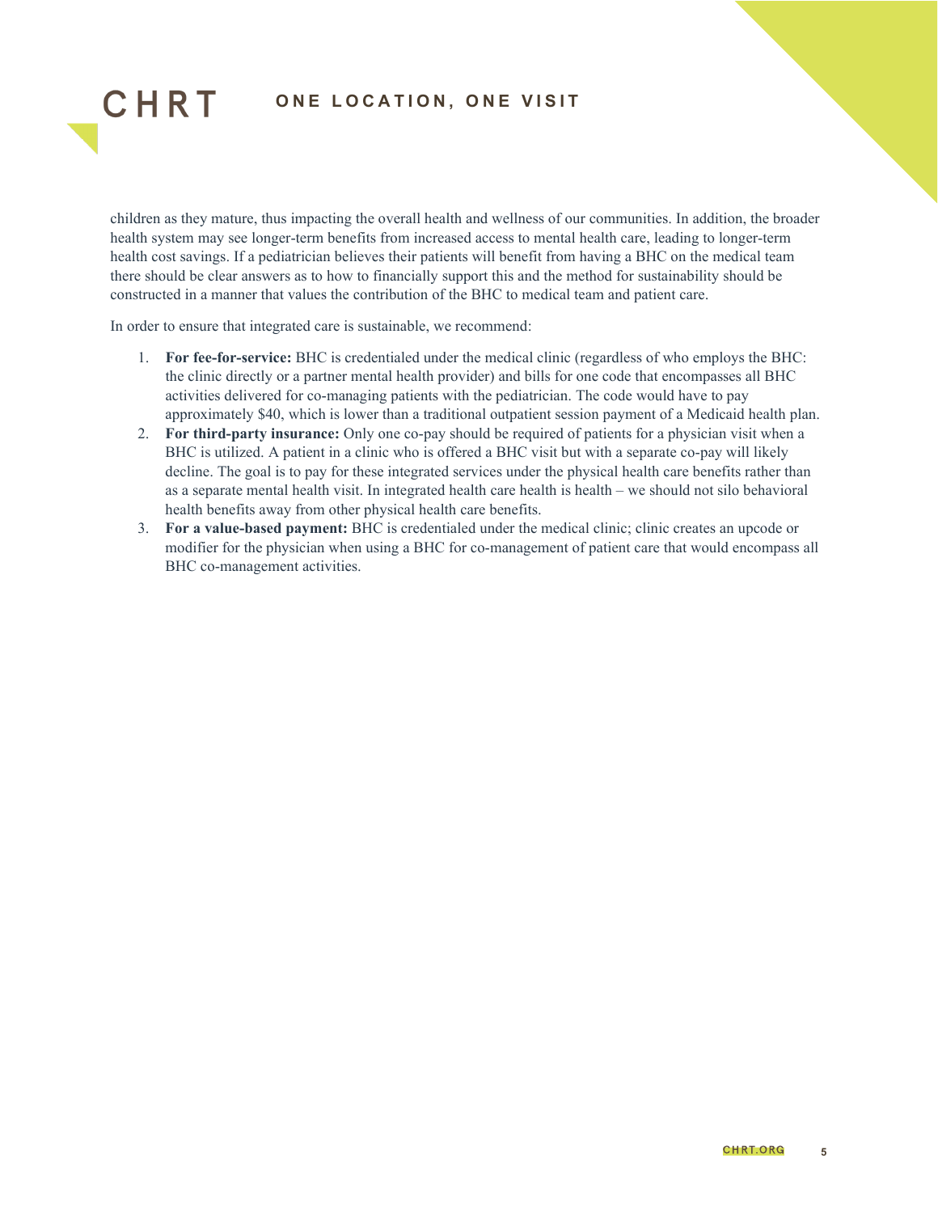children as they mature, thus impacting the overall health and wellness of our communities. In addition, the broader health system may see longer-term benefits from increased access to mental health care, leading to longer-term health cost savings. If a pediatrician believes their patients will benefit from having a BHC on the medical team there should be clear answers as to how to financially support this and the method for sustainability should be constructed in a manner that values the contribution of the BHC to medical team and patient care.

In order to ensure that integrated care is sustainable, we recommend:

1. **For fee-for-service:** BHC is credentialed under the medical clinic (regardless of who employs the BHC: the clinic directly or a partner mental health provider) and bills for one code that encompasses all BHC activities delivered for co-managing patients with the pediatrician. The code would have to pay approximately $40, which is lower than a traditional outpatient session payment of a Medicaid health plan.
2. **For third-party insurance:** Only one co-pay should be required of patients for a physician visit when a BHC is utilized. A patient in a clinic who is offered a BHC visit but with a separate co-pay will likely decline. The goal is to pay for these integrated services under the physical health care benefits rather than as a separate mental health visit. In integrated health care health is health – we should not silo behavioral health benefits away from other physical health care benefits.
3. **For a value-based payment:** BHC is credentialed under the medical clinic; clinic creates an upcode or modifier for the physician when using a BHC for co-management of patient care that would encompass all BHC co-management activities.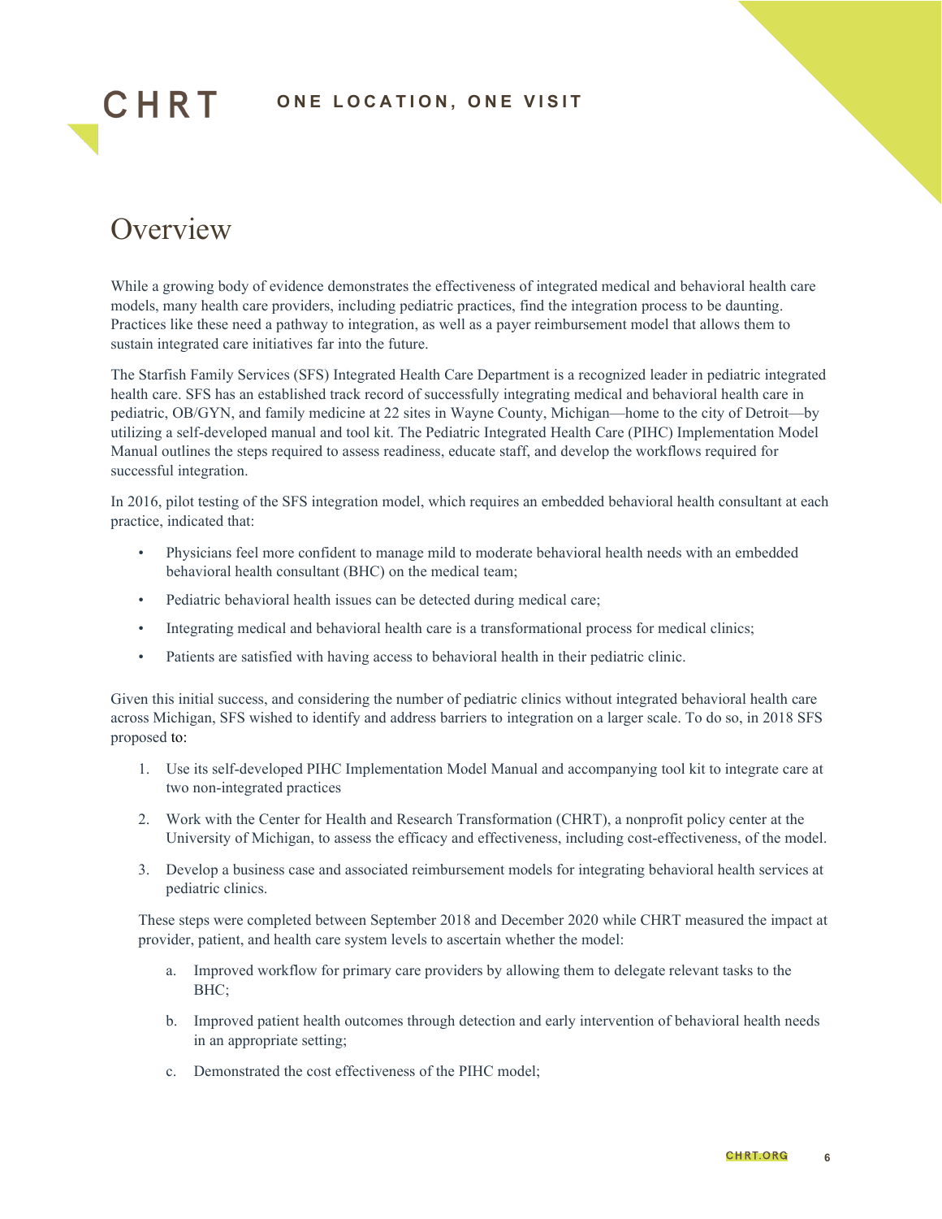# Overview

While a growing body of evidence demonstrates the effectiveness of integrated medical and behavioral health care models, many health care providers, including pediatric practices, find the integration process to be daunting. Practices like these need a pathway to integration, as well as a payer reimbursement model that allows them to sustain integrated care initiatives far into the future.

The Starfish Family Services (SFS) Integrated Health Care Department is a recognized leader in pediatric integrated health care. SFS has an established track record of successfully integrating medical and behavioral health care in pediatric, OB/GYN, and family medicine at 22 sites in Wayne County, Michigan—home to the city of Detroit—by utilizing a self-developed manual and tool kit. The Pediatric Integrated Health Care (PIHC) Implementation Model Manual outlines the steps required to assess readiness, educate staff, and develop the workflows required for successful integration.

In 2016, pilot testing of the SFS integration model, which requires an embedded behavioral health consultant at each practice, indicated that:

- Physicians feel more confident to manage mild to moderate behavioral health needs with an embedded behavioral health consultant (BHC) on the medical team;
- Pediatric behavioral health issues can be detected during medical care;
- Integrating medical and behavioral health care is a transformational process for medical clinics;
- Patients are satisfied with having access to behavioral health in their pediatric clinic.

Given this initial success, and considering the number of pediatric clinics without integrated behavioral health care across Michigan, SFS wished to identify and address barriers to integration on a larger scale. To do so, in 2018 SFS proposed to:

1. Use its self-developed PIHC Implementation Model Manual and accompanying tool kit to integrate care at two non-integrated practices
2. Work with the Center for Health and Research Transformation (CHRT), a nonprofit policy center at the University of Michigan, to assess the efficacy and effectiveness, including cost-effectiveness, of the model.
3. Develop a business case and associated reimbursement models for integrating behavioral health services at pediatric clinics.

These steps were completed between September 2018 and December 2020 while CHRT measured the impact at provider, patient, and health care system levels to ascertain whether the model:

a. Improved workflow for primary care providers by allowing them to delegate relevant tasks to the BHC;
b. Improved patient health outcomes through detection and early intervention of behavioral health needs in an appropriate setting;
c. Demonstrated the cost effectiveness of the PIHC model;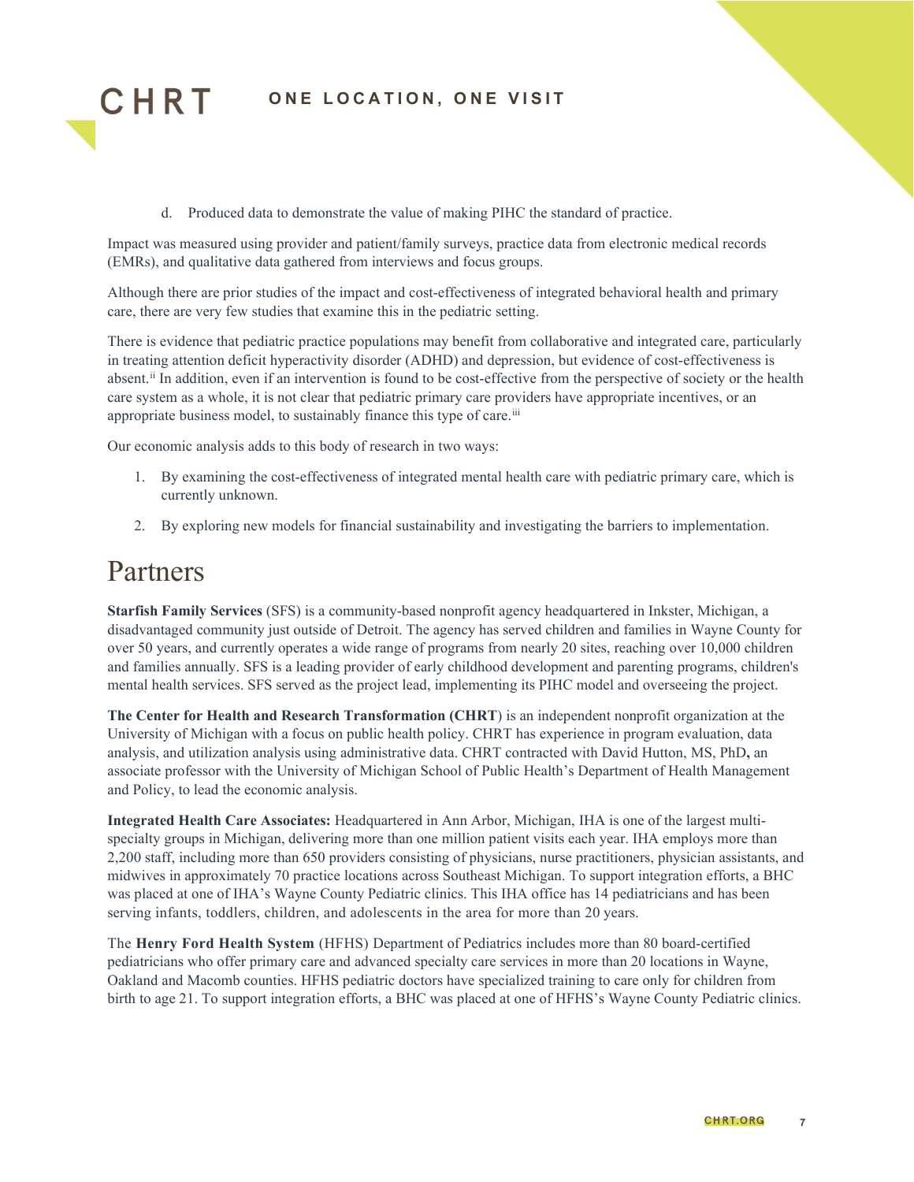d. Produced data to demonstrate the value of making PIHC the standard of practice.

Impact was measured using provider and patient/family surveys, practice data from electronic medical records (EMRs), and qualitative data gathered from interviews and focus groups.

Although there are prior studies of the impact and cost-effectiveness of integrated behavioral health and primary care, there are very few studies that examine this in the pediatric setting.

There is evidence that pediatric practice populations may benefit from collaborative and integrated care, particularly in treating attention deficit hyperactivity disorder (ADHD) and depression, but evidence of cost-effectiveness is absent.[ii] In addition, even if an intervention is found to be cost-effective from the perspective of society or the health care system as a whole, it is not clear that pediatric primary care providers have appropriate incentives, or an appropriate business model, to sustainably finance this type of care.[iii]

Our economic analysis adds to this body of research in two ways:

1. By examining the cost-effectiveness of integrated mental health care with pediatric primary care, which is currently unknown.
2. By exploring new models for financial sustainability and investigating the barriers to implementation.

# Partners

**Starfish Family Services** (SFS) is a community-based nonprofit agency headquartered in Inkster, Michigan, a disadvantaged community just outside of Detroit. The agency has served children and families in Wayne County for over 50 years, and currently operates a wide range of programs from nearly 20 sites, reaching over 10,000 children and families annually. SFS is a leading provider of early childhood development and parenting programs, children's mental health services. SFS served as the project lead, implementing its PIHC model and overseeing the project.

**The Center for Health and Research Transformation (CHRT**) is an independent nonprofit organization at the University of Michigan with a focus on public health policy. CHRT has experience in program evaluation, data analysis, and utilization analysis using administrative data. CHRT contracted with David Hutton, MS, PhD**,** an associate professor with the University of Michigan School of Public Health's Department of Health Management and Policy, to lead the economic analysis.

**Integrated Health Care Associates:** Headquartered in Ann Arbor, Michigan, IHA is one of the largest multi-specialty groups in Michigan, delivering more than one million patient visits each year. IHA employs more than 2,200 staff, including more than 650 providers consisting of physicians, nurse practitioners, physician assistants, and midwives in approximately 70 practice locations across Southeast Michigan. To support integration efforts, a BHC was placed at one of IHA's Wayne County Pediatric clinics. This IHA office has 14 pediatricians and has been serving infants, toddlers, children, and adolescents in the area for more than 20 years.

The **Henry Ford Health System** (HFHS) Department of Pediatrics includes more than 80 board-certified pediatricians who offer primary care and advanced specialty care services in more than 20 locations in Wayne, Oakland and Macomb counties. HFHS pediatric doctors have specialized training to care only for children from birth to age 21. To support integration efforts, a BHC was placed at one of HFHS's Wayne County Pediatric clinics.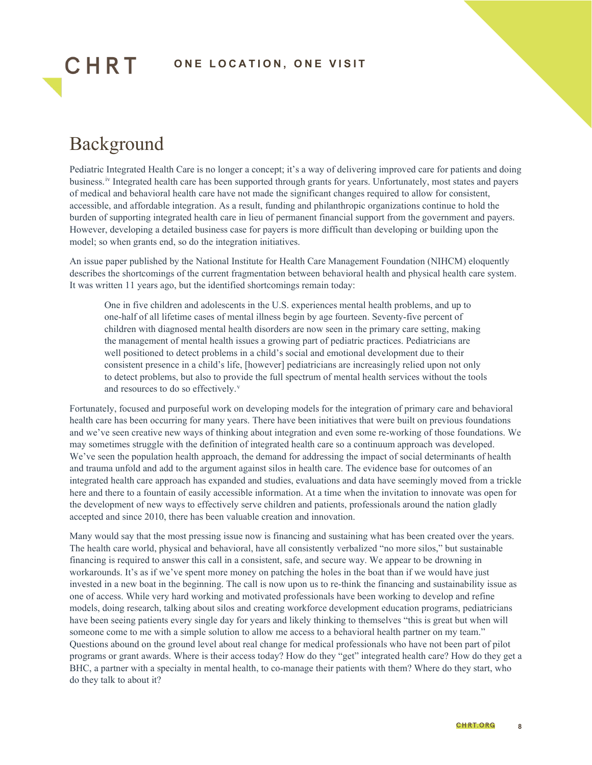# Background

Pediatric Integrated Health Care is no longer a concept; it's a way of delivering improved care for patients and doing business.[iv] Integrated health care has been supported through grants for years. Unfortunately, most states and payers of medical and behavioral health care have not made the significant changes required to allow for consistent, accessible, and affordable integration. As a result, funding and philanthropic organizations continue to hold the burden of supporting integrated health care in lieu of permanent financial support from the government and payers. However, developing a detailed business case for payers is more difficult than developing or building upon the model; so when grants end, so do the integration initiatives.

An issue paper published by the National Institute for Health Care Management Foundation (NIHCM) eloquently describes the shortcomings of the current fragmentation between behavioral health and physical health care system. It was written 11 years ago, but the identified shortcomings remain today:

> One in five children and adolescents in the U.S. experiences mental health problems, and up to one-half of all lifetime cases of mental illness begin by age fourteen. Seventy-five percent of children with diagnosed mental health disorders are now seen in the primary care setting, making the management of mental health issues a growing part of pediatric practices. Pediatricians are well positioned to detect problems in a child's social and emotional development due to their consistent presence in a child's life, [however] pediatricians are increasingly relied upon not only to detect problems, but also to provide the full spectrum of mental health services without the tools and resources to do so effectively.[v]

Fortunately, focused and purposeful work on developing models for the integration of primary care and behavioral health care has been occurring for many years. There have been initiatives that were built on previous foundations and we've seen creative new ways of thinking about integration and even some re-working of those foundations. We may sometimes struggle with the definition of integrated health care so a continuum approach was developed. We've seen the population health approach, the demand for addressing the impact of social determinants of health and trauma unfold and add to the argument against silos in health care. The evidence base for outcomes of an integrated health care approach has expanded and studies, evaluations and data have seemingly moved from a trickle here and there to a fountain of easily accessible information. At a time when the invitation to innovate was open for the development of new ways to effectively serve children and patients, professionals around the nation gladly accepted and since 2010, there has been valuable creation and innovation.

Many would say that the most pressing issue now is financing and sustaining what has been created over the years. The health care world, physical and behavioral, have all consistently verbalized "no more silos," but sustainable financing is required to answer this call in a consistent, safe, and secure way. We appear to be drowning in workarounds. It's as if we've spent more money on patching the holes in the boat than if we would have just invested in a new boat in the beginning. The call is now upon us to re-think the financing and sustainability issue as one of access. While very hard working and motivated professionals have been working to develop and refine models, doing research, talking about silos and creating workforce development education programs, pediatricians have been seeing patients every single day for years and likely thinking to themselves "this is great but when will someone come to me with a simple solution to allow me access to a behavioral health partner on my team." Questions abound on the ground level about real change for medical professionals who have not been part of pilot programs or grant awards. Where is their access today? How do they "get" integrated health care? How do they get a BHC, a partner with a specialty in mental health, to co-manage their patients with them? Where do they start, who do they talk to about it?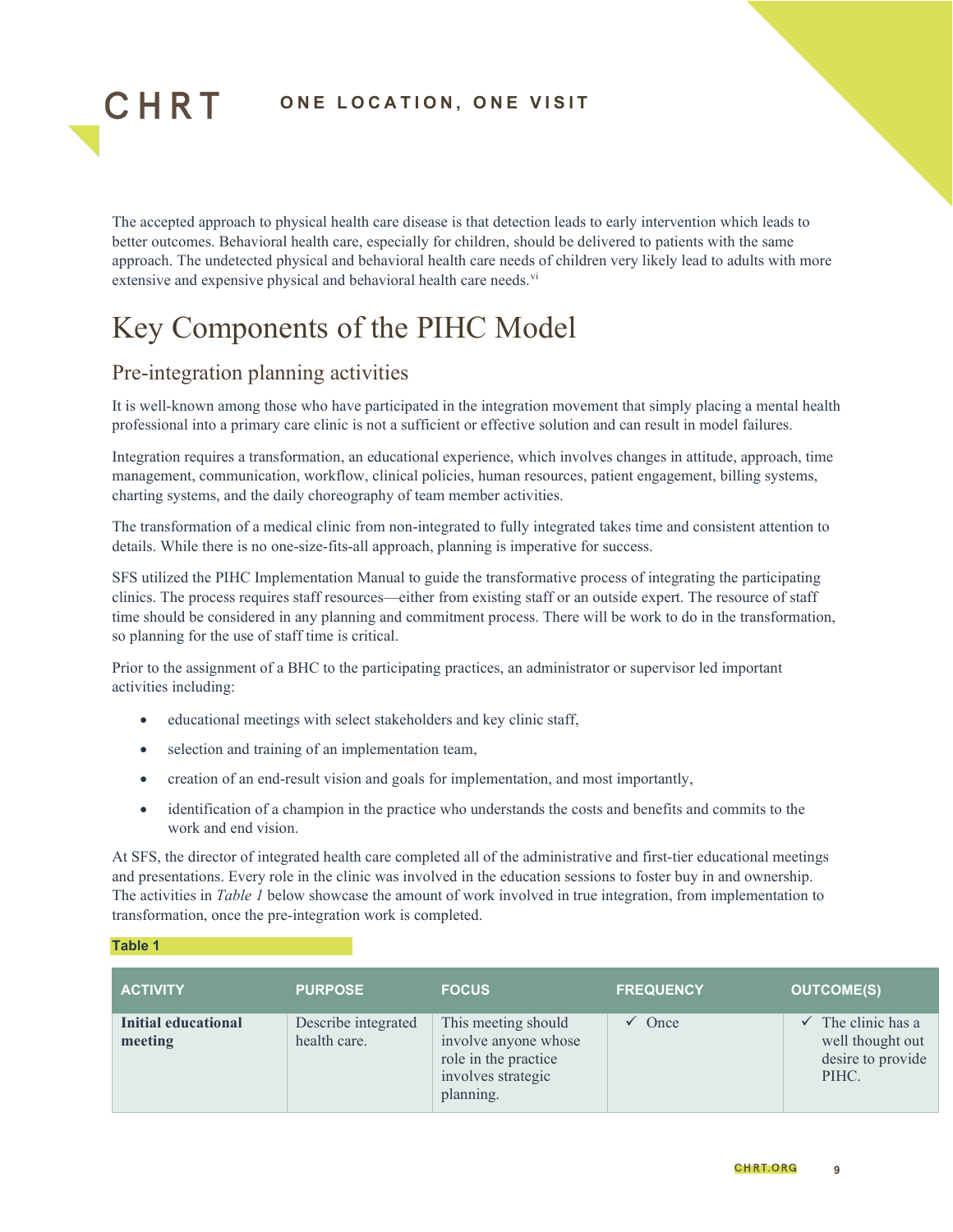The accepted approach to physical health care disease is that detection leads to early intervention which leads to better outcomes. Behavioral health care, especially for children, should be delivered to patients with the same approach. The undetected physical and behavioral health care needs of children very likely lead to adults with more extensive and expensive physical and behavioral health care needs.[vi]

# Key Components of the PIHC Model

## Pre-integration planning activities

It is well-known among those who have participated in the integration movement that simply placing a mental health professional into a primary care clinic is not a sufficient or effective solution and can result in model failures.

Integration requires a transformation, an educational experience, which involves changes in attitude, approach, time management, communication, workflow, clinical policies, human resources, patient engagement, billing systems, charting systems, and the daily choreography of team member activities.

The transformation of a medical clinic from non-integrated to fully integrated takes time and consistent attention to details. While there is no one-size-fits-all approach, planning is imperative for success.

SFS utilized the PIHC Implementation Manual to guide the transformative process of integrating the participating clinics. The process requires staff resources—either from existing staff or an outside expert. The resource of staff time should be considered in any planning and commitment process. There will be work to do in the transformation, so planning for the use of staff time is critical.

Prior to the assignment of a BHC to the participating practices, an administrator or supervisor led important activities including:

- educational meetings with select stakeholders and key clinic staff,
- selection and training of an implementation team,
- creation of an end-result vision and goals for implementation, and most importantly,
- identification of a champion in the practice who understands the costs and benefits and commits to the work and end vision.

At SFS, the director of integrated health care completed all of the administrative and first-tier educational meetings and presentations. Every role in the clinic was involved in the education sessions to foster buy in and ownership. The activities in *Table 1* below showcase the amount of work involved in true integration, from implementation to transformation, once the pre-integration work is completed.

**Table 1**

| ACTIVITY | PURPOSE | FOCUS | FREQUENCY | OUTCOME(S) |
|---|---|---|---|---|
| **Initial educational meeting** | Describe integrated health care. | This meeting should involve anyone whose role in the practice involves strategic planning. | ✓ Once | ✓ The clinic has a well thought out desire to provide PIHC. |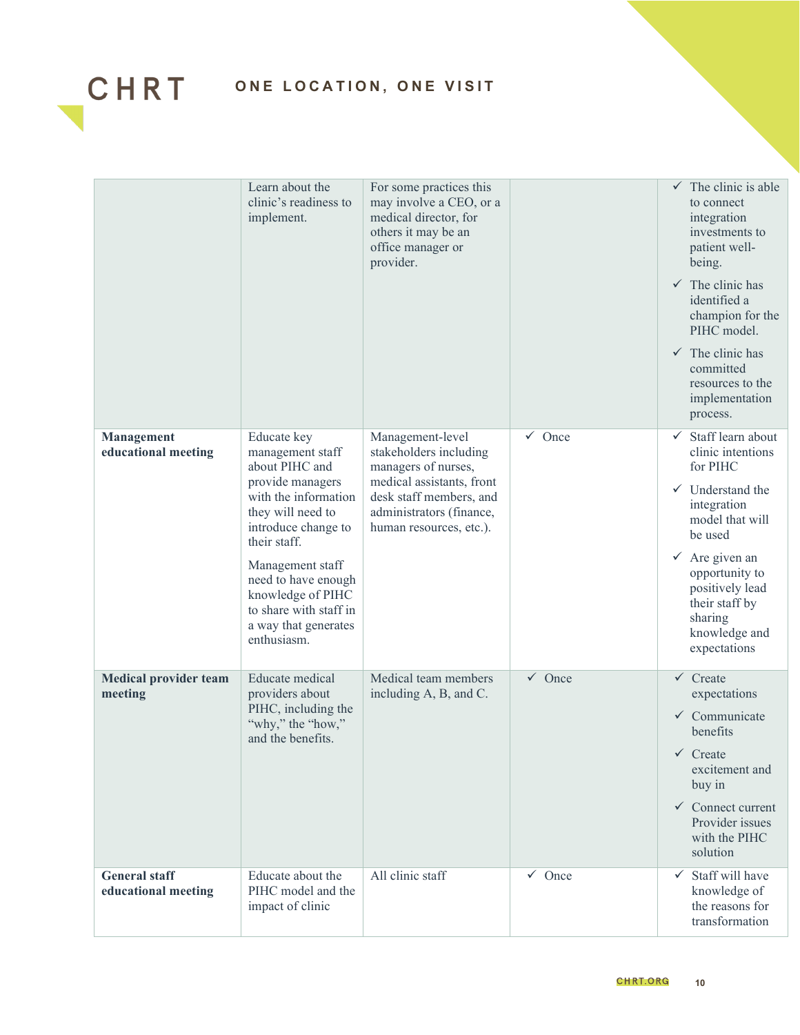| | | | | |
|---|---|---|---|---|
| | Learn about the clinic's readiness to implement. | For some practices this may involve a CEO, or a medical director, for others it may be an office manager or provider. | | ✓ The clinic is able to connect integration investments to patient well-being.<br>✓ The clinic has identified a champion for the PIHC model.<br>✓ The clinic has committed resources to the implementation process. |
| **Management educational meeting** | Educate key management staff about PIHC and provide managers with the information they will need to introduce change to their staff.<br>Management staff need to have enough knowledge of PIHC to share with staff in a way that generates enthusiasm. | Management-level stakeholders including managers of nurses, medical assistants, front desk staff members, and administrators (finance, human resources, etc.). | ✓ Once | ✓ Staff learn about clinic intentions for PIHC<br>✓ Understand the integration model that will be used<br>✓ Are given an opportunity to positively lead their staff by sharing knowledge and expectations |
| **Medical provider team meeting** | Educate medical providers about PIHC, including the "why," the "how," and the benefits. | Medical team members including A, B, and C. | ✓ Once | ✓ Create expectations<br>✓ Communicate benefits<br>✓ Create excitement and buy in<br>✓ Connect current Provider issues with the PIHC solution |
| **General staff educational meeting** | Educate about the PIHC model and the impact of clinic | All clinic staff | ✓ Once | ✓ Staff will have knowledge of the reasons for transformation |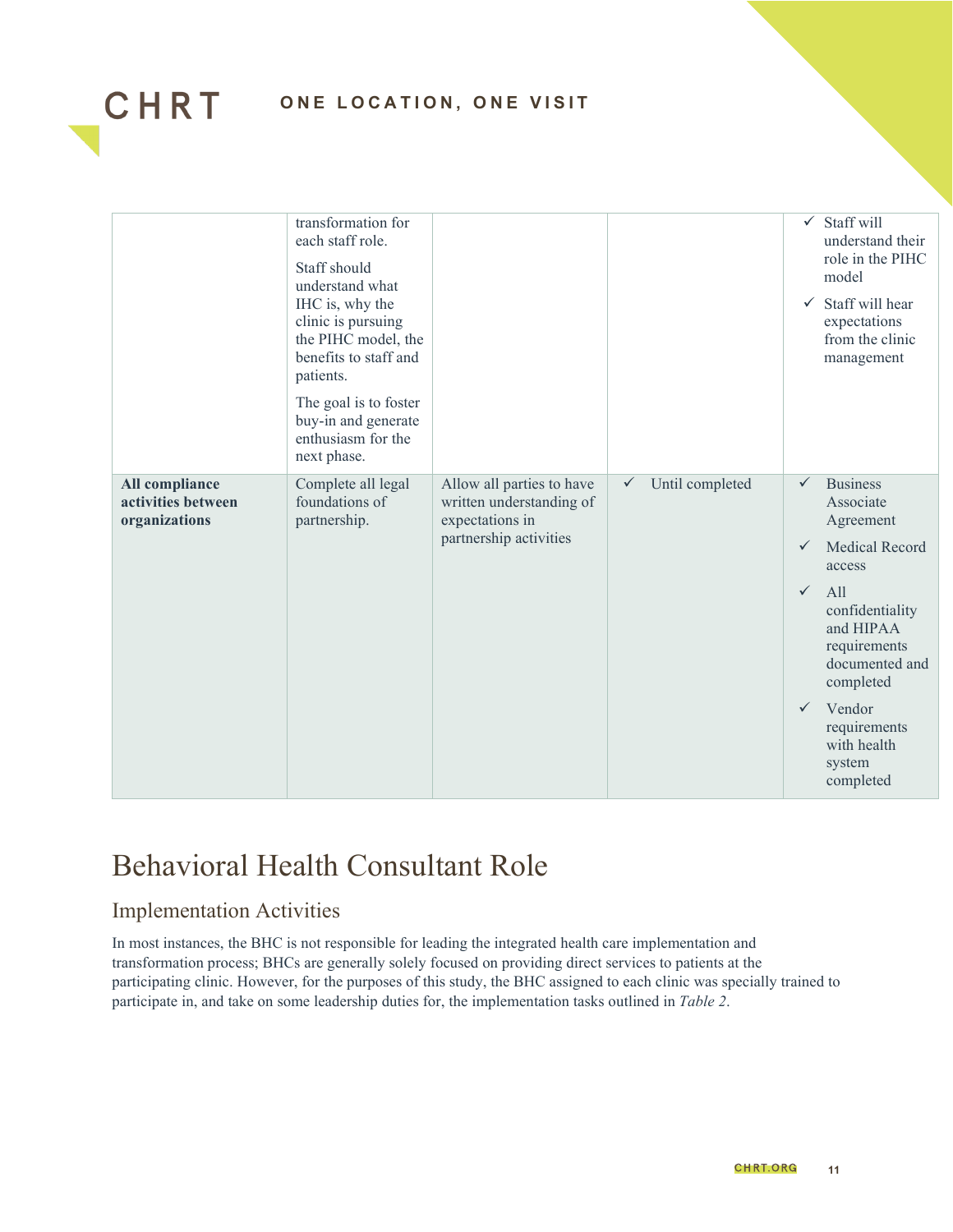| | | | | |
|---|---|---|---|---|
| | transformation for each staff role.<br><br>Staff should understand what IHC is, why the clinic is pursuing the PIHC model, the benefits to staff and patients.<br><br>The goal is to foster buy-in and generate enthusiasm for the next phase. | | | ✓ Staff will understand their role in the PIHC model<br>✓ Staff will hear expectations from the clinic management |
| **All compliance activities between organizations** | Complete all legal foundations of partnership. | Allow all parties to have written understanding of expectations in partnership activities | ✓ Until completed | ✓ Business Associate Agreement<br>✓ Medical Record access<br>✓ All confidentiality and HIPAA requirements documented and completed<br>✓ Vendor requirements with health system completed |

# Behavioral Health Consultant Role

## Implementation Activities

In most instances, the BHC is not responsible for leading the integrated health care implementation and transformation process; BHCs are generally solely focused on providing direct services to patients at the participating clinic. However, for the purposes of this study, the BHC assigned to each clinic was specially trained to participate in, and take on some leadership duties for, the implementation tasks outlined in *Table 2*.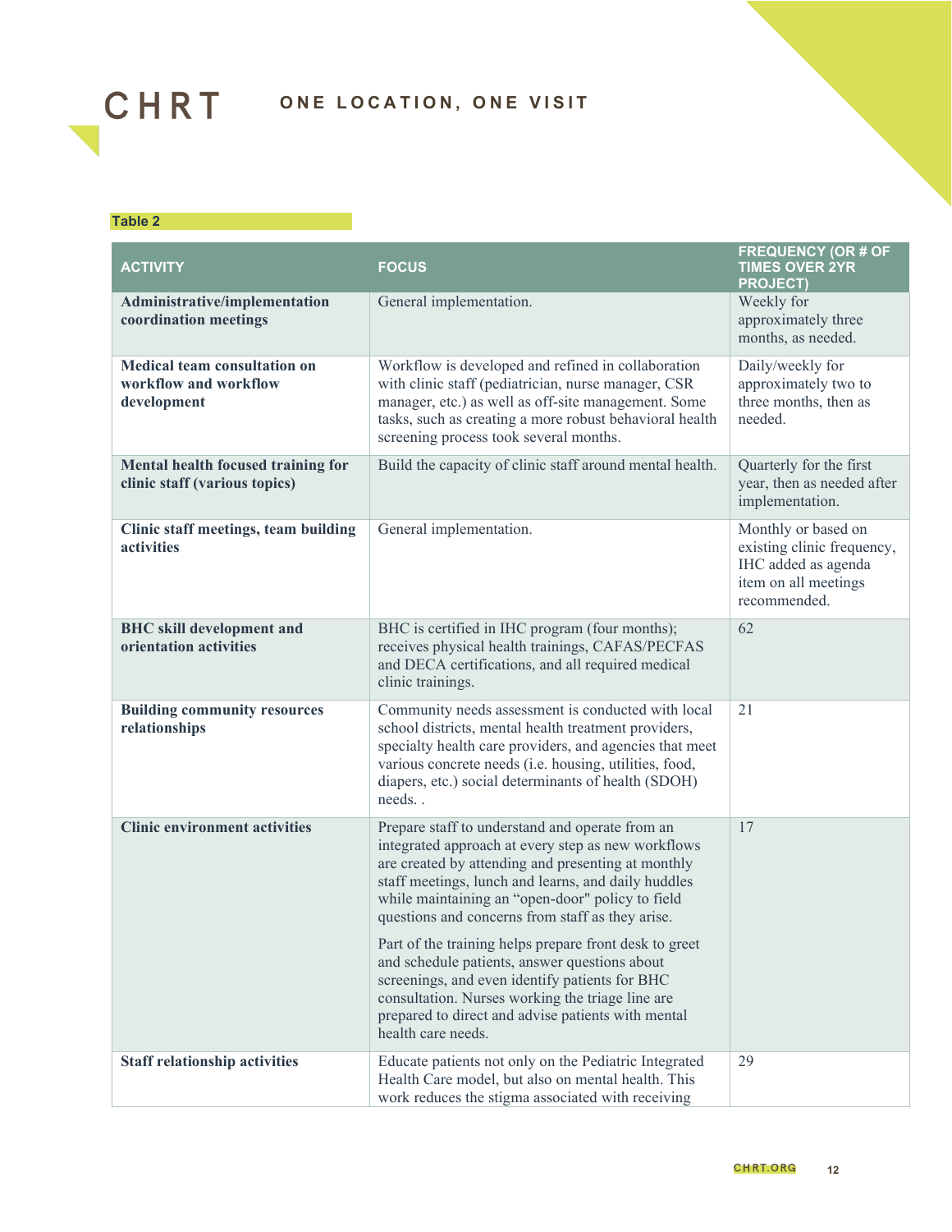Table 2

| ACTIVITY | FOCUS | FREQUENCY (OR # OF TIMES OVER 2YR PROJECT) |
| --- | --- | --- |
| **Administrative/implementation coordination meetings** | General implementation. | Weekly for approximately three months, as needed. |
| **Medical team consultation on workflow and workflow development** | Workflow is developed and refined in collaboration with clinic staff (pediatrician, nurse manager, CSR manager, etc.) as well as off-site management. Some tasks, such as creating a more robust behavioral health screening process took several months. | Daily/weekly for approximately two to three months, then as needed. |
| **Mental health focused training for clinic staff (various topics)** | Build the capacity of clinic staff around mental health. | Quarterly for the first year, then as needed after implementation. |
| **Clinic staff meetings, team building activities** | General implementation. | Monthly or based on existing clinic frequency, IHC added as agenda item on all meetings recommended. |
| **BHC skill development and orientation activities** | BHC is certified in IHC program (four months); receives physical health trainings, CAFAS/PECFAS and DECA certifications, and all required medical clinic trainings. | 62 |
| **Building community resources relationships** | Community needs assessment is conducted with local school districts, mental health treatment providers, specialty health care providers, and agencies that meet various concrete needs (i.e. housing, utilities, food, diapers, etc.) social determinants of health (SDOH) needs. . | 21 |
| **Clinic environment activities** | Prepare staff to understand and operate from an integrated approach at every step as new workflows are created by attending and presenting at monthly staff meetings, lunch and learns, and daily huddles while maintaining an "open-door" policy to field questions and concerns from staff as they arise.<br><br>Part of the training helps prepare front desk to greet and schedule patients, answer questions about screenings, and even identify patients for BHC consultation. Nurses working the triage line are prepared to direct and advise patients with mental health care needs. | 17 |
| **Staff relationship activities** | Educate patients not only on the Pediatric Integrated Health Care model, but also on mental health. This work reduces the stigma associated with receiving | 29 |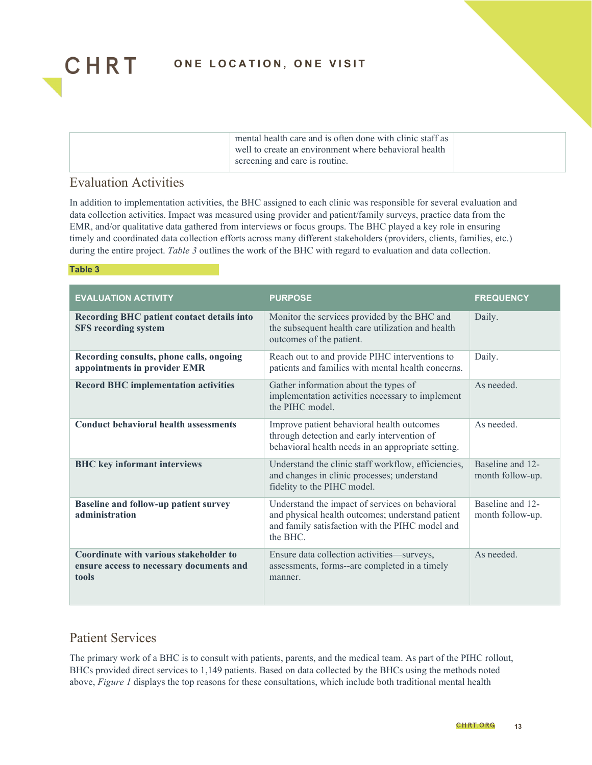| | mental health care and is often done with clinic staff as well to create an environment where behavioral health screening and care is routine. | |
|---|---|---|

## Evaluation Activities

In addition to implementation activities, the BHC assigned to each clinic was responsible for several evaluation and data collection activities. Impact was measured using provider and patient/family surveys, practice data from the EMR, and/or qualitative data gathered from interviews or focus groups. The BHC played a key role in ensuring timely and coordinated data collection efforts across many different stakeholders (providers, clients, families, etc.) during the entire project. *Table 3* outlines the work of the BHC with regard to evaluation and data collection.

**Table 3**

| EVALUATION ACTIVITY | PURPOSE | FREQUENCY |
|---|---|---|
| **Recording BHC patient contact details into SFS recording system** | Monitor the services provided by the BHC and the subsequent health care utilization and health outcomes of the patient. | Daily. |
| **Recording consults, phone calls, ongoing appointments in provider EMR** | Reach out to and provide PIHC interventions to patients and families with mental health concerns. | Daily. |
| **Record BHC implementation activities** | Gather information about the types of implementation activities necessary to implement the PIHC model. | As needed. |
| **Conduct behavioral health assessments** | Improve patient behavioral health outcomes through detection and early intervention of behavioral health needs in an appropriate setting. | As needed. |
| **BHC key informant interviews** | Understand the clinic staff workflow, efficiencies, and changes in clinic processes; understand fidelity to the PIHC model. | Baseline and 12-month follow-up. |
| **Baseline and follow-up patient survey administration** | Understand the impact of services on behavioral and physical health outcomes; understand patient and family satisfaction with the PIHC model and the BHC. | Baseline and 12-month follow-up. |
| **Coordinate with various stakeholder to ensure access to necessary documents and tools** | Ensure data collection activities—surveys, assessments, forms--are completed in a timely manner. | As needed. |

## Patient Services

The primary work of a BHC is to consult with patients, parents, and the medical team. As part of the PIHC rollout, BHCs provided direct services to 1,149 patients. Based on data collected by the BHCs using the methods noted above, *Figure 1* displays the top reasons for these consultations, which include both traditional mental health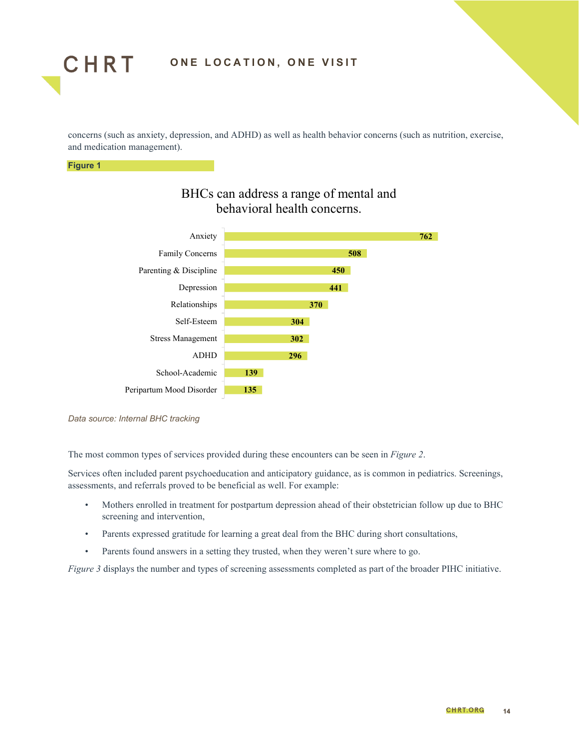concerns (such as anxiety, depression, and ADHD) as well as health behavior concerns (such as nutrition, exercise, and medication management).

**Figure 1**

BHCs can address a range of mental and behavioral health concerns.

| Concern | Count |
|---|---|
| Anxiety | 762 |
| Family Concerns | 508 |
| Parenting & Discipline | 450 |
| Depression | 441 |
| Relationships | 370 |
| Self-Esteem | 304 |
| Stress Management | 302 |
| ADHD | 296 |
| School-Academic | 139 |
| Peripartum Mood Disorder | 135 |

*Data source: Internal BHC tracking*

The most common types of services provided during these encounters can be seen in *Figure 2*.

Services often included parent psychoeducation and anticipatory guidance, as is common in pediatrics. Screenings, assessments, and referrals proved to be beneficial as well. For example:

- Mothers enrolled in treatment for postpartum depression ahead of their obstetrician follow up due to BHC screening and intervention,
- Parents expressed gratitude for learning a great deal from the BHC during short consultations,
- Parents found answers in a setting they trusted, when they weren't sure where to go.

*Figure 3* displays the number and types of screening assessments completed as part of the broader PIHC initiative.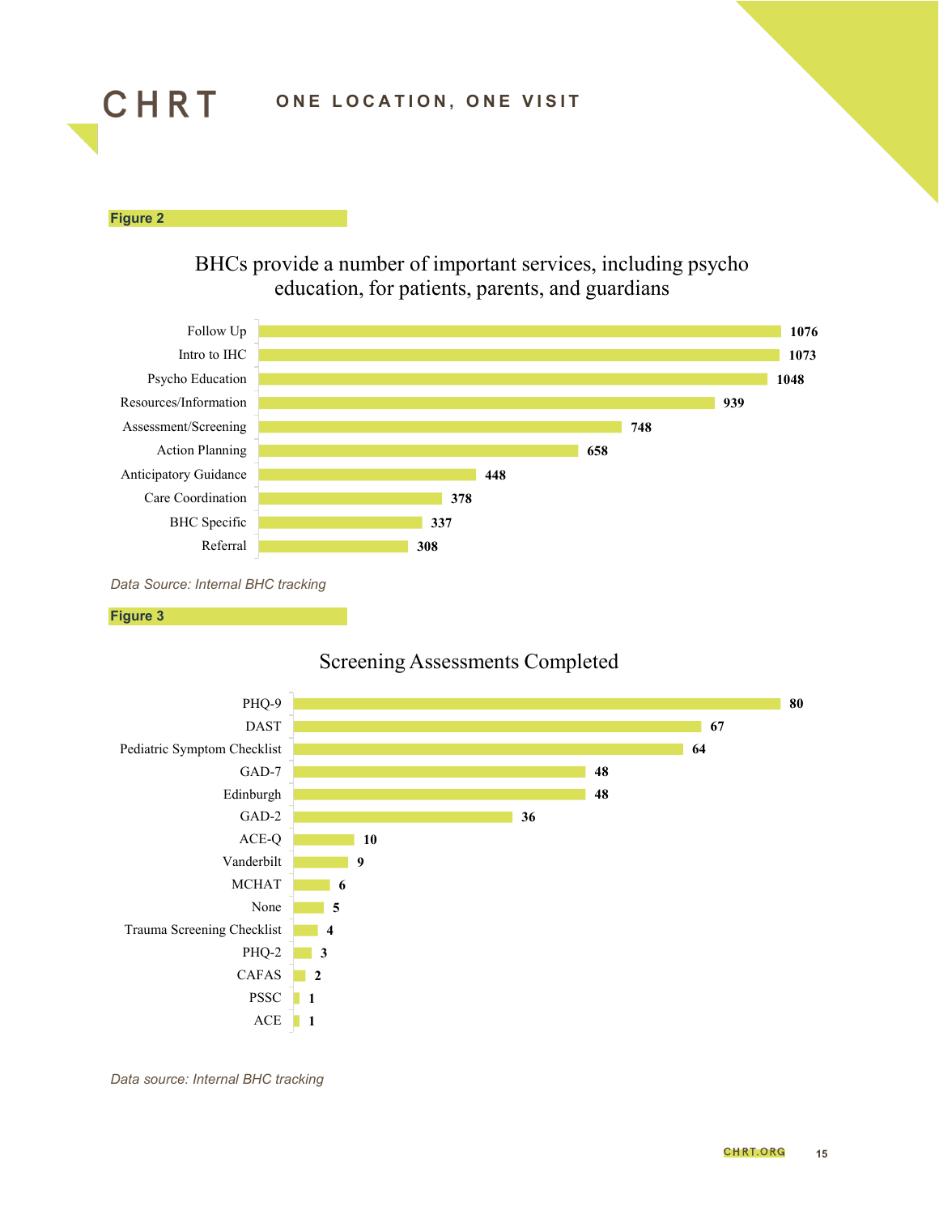**Figure 2**

BHCs provide a number of important services, including psycho education, for patients, parents, and guardians

| Service | Count |
|---|---|
| Follow Up | 1076 |
| Intro to IHC | 1073 |
| Psycho Education | 1048 |
| Resources/Information | 939 |
| Assessment/Screening | 748 |
| Action Planning | 658 |
| Anticipatory Guidance | 448 |
| Care Coordination | 378 |
| BHC Specific | 337 |
| Referral | 308 |

*Data Source: Internal BHC tracking*

**Figure 3**

Screening Assessments Completed

| Assessment | Count |
|---|---|
| PHQ-9 | 80 |
| DAST | 67 |
| Pediatric Symptom Checklist | 64 |
| GAD-7 | 48 |
| Edinburgh | 48 |
| GAD-2 | 36 |
| ACE-Q | 10 |
| Vanderbilt | 9 |
| MCHAT | 6 |
| None | 5 |
| Trauma Screening Checklist | 4 |
| PHQ-2 | 3 |
| CAFAS | 2 |
| PSSC | 1 |
| ACE | 1 |

*Data source: Internal BHC tracking*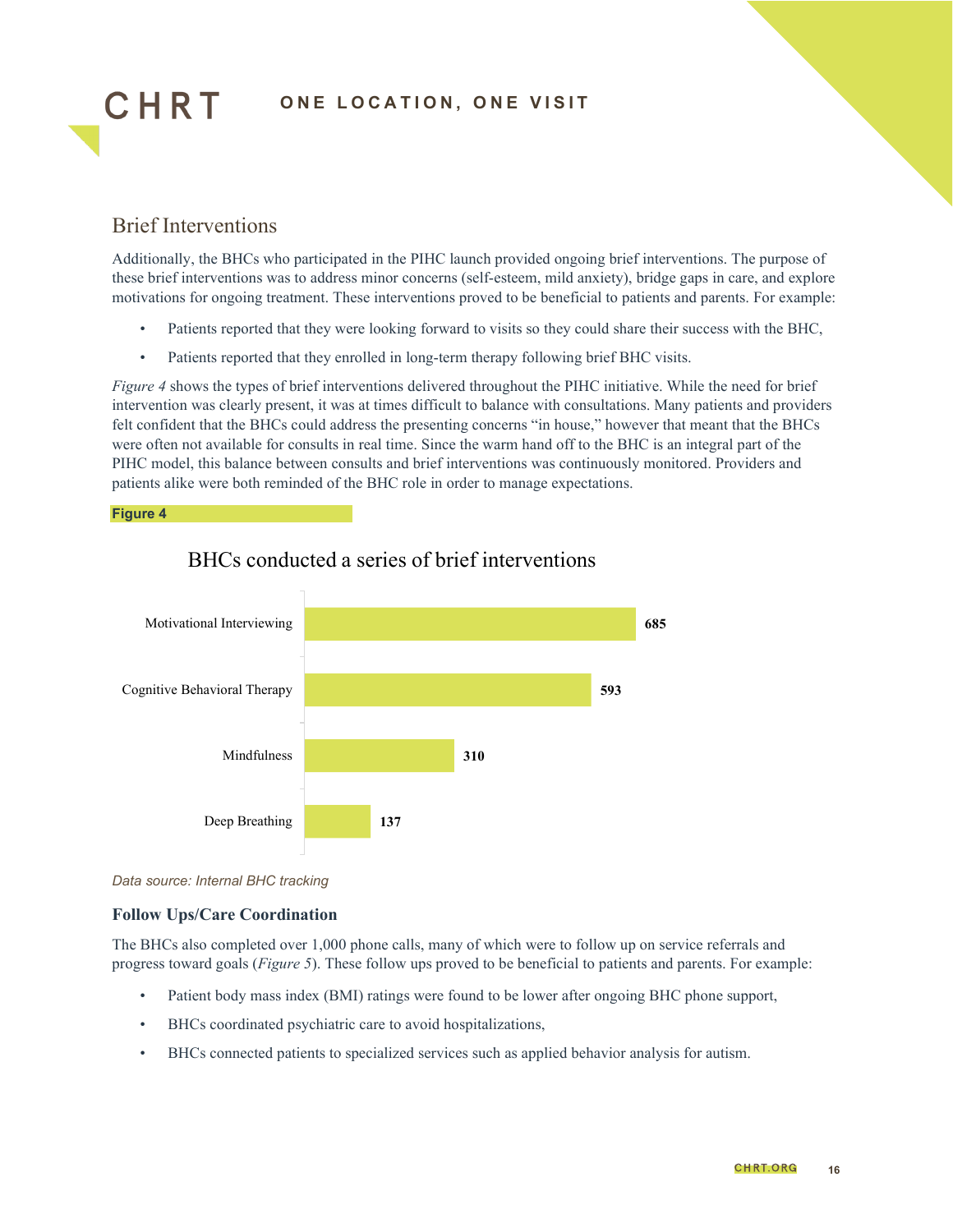## Brief Interventions

Additionally, the BHCs who participated in the PIHC launch provided ongoing brief interventions. The purpose of these brief interventions was to address minor concerns (self-esteem, mild anxiety), bridge gaps in care, and explore motivations for ongoing treatment. These interventions proved to be beneficial to patients and parents. For example:

- Patients reported that they were looking forward to visits so they could share their success with the BHC,
- Patients reported that they enrolled in long-term therapy following brief BHC visits.

*Figure 4* shows the types of brief interventions delivered throughout the PIHC initiative. While the need for brief intervention was clearly present, it was at times difficult to balance with consultations. Many patients and providers felt confident that the BHCs could address the presenting concerns "in house," however that meant that the BHCs were often not available for consults in real time. Since the warm hand off to the BHC is an integral part of the PIHC model, this balance between consults and brief interventions was continuously monitored. Providers and patients alike were both reminded of the BHC role in order to manage expectations.

**Figure 4**

BHCs conducted a series of brief interventions

| Intervention | Count |
|---|---|
| Motivational Interviewing | 685 |
| Cognitive Behavioral Therapy | 593 |
| Mindfulness | 310 |
| Deep Breathing | 137 |

*Data source: Internal BHC tracking*

### Follow Ups/Care Coordination

The BHCs also completed over 1,000 phone calls, many of which were to follow up on service referrals and progress toward goals (*Figure 5*). These follow ups proved to be beneficial to patients and parents. For example:

- Patient body mass index (BMI) ratings were found to be lower after ongoing BHC phone support,
- BHCs coordinated psychiatric care to avoid hospitalizations,
- BHCs connected patients to specialized services such as applied behavior analysis for autism.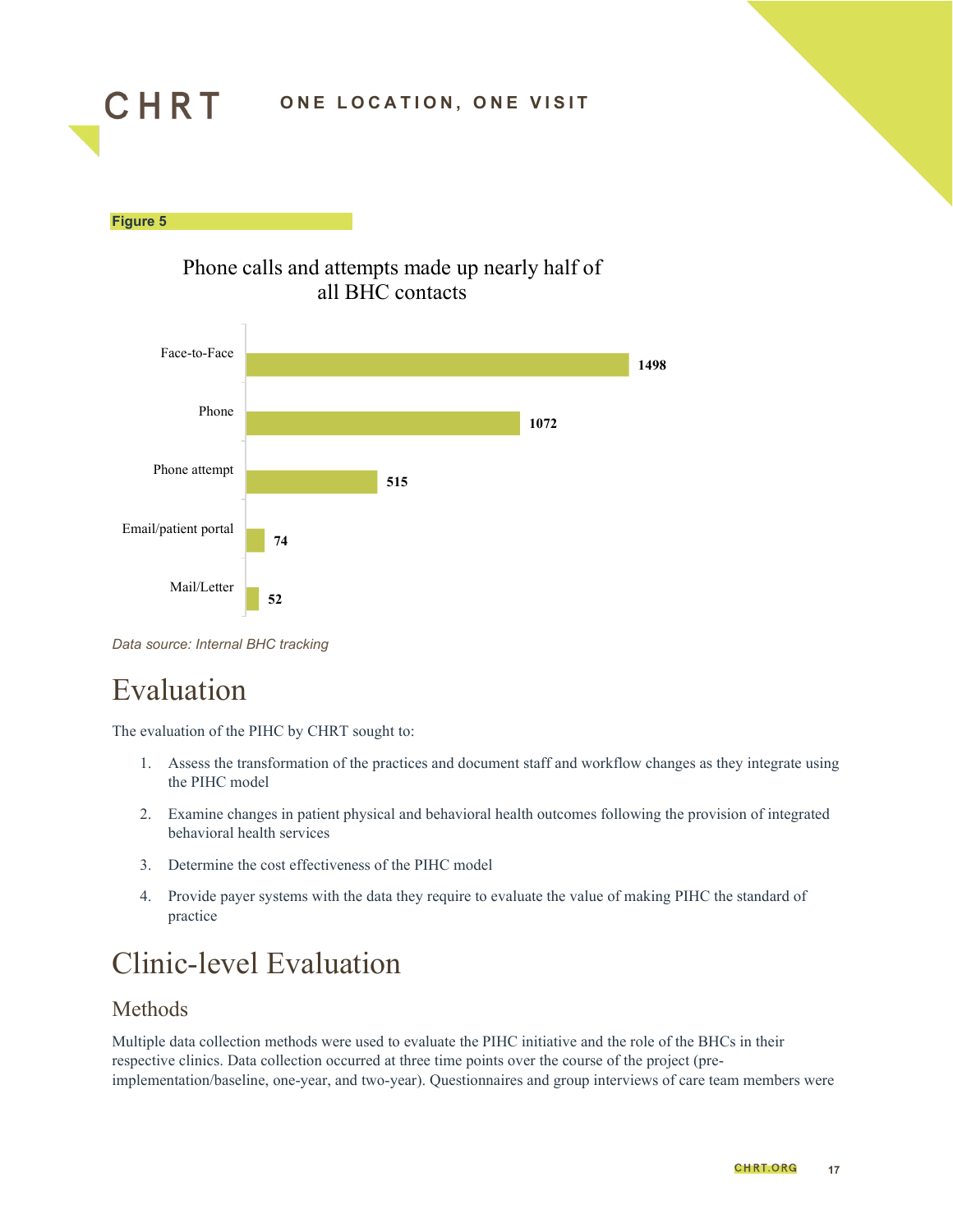**Figure 5**

Phone calls and attempts made up nearly half of all BHC contacts

| Contact type | Count |
|---|---|
| Face-to-Face | 1498 |
| Phone | 1072 |
| Phone attempt | 515 |
| Email/patient portal | 74 |
| Mail/Letter | 52 |

*Data source: Internal BHC tracking*

# Evaluation

The evaluation of the PIHC by CHRT sought to:

1. Assess the transformation of the practices and document staff and workflow changes as they integrate using the PIHC model
2. Examine changes in patient physical and behavioral health outcomes following the provision of integrated behavioral health services
3. Determine the cost effectiveness of the PIHC model
4. Provide payer systems with the data they require to evaluate the value of making PIHC the standard of practice

# Clinic-level Evaluation

## Methods

Multiple data collection methods were used to evaluate the PIHC initiative and the role of the BHCs in their respective clinics. Data collection occurred at three time points over the course of the project (pre-implementation/baseline, one-year, and two-year). Questionnaires and group interviews of care team members were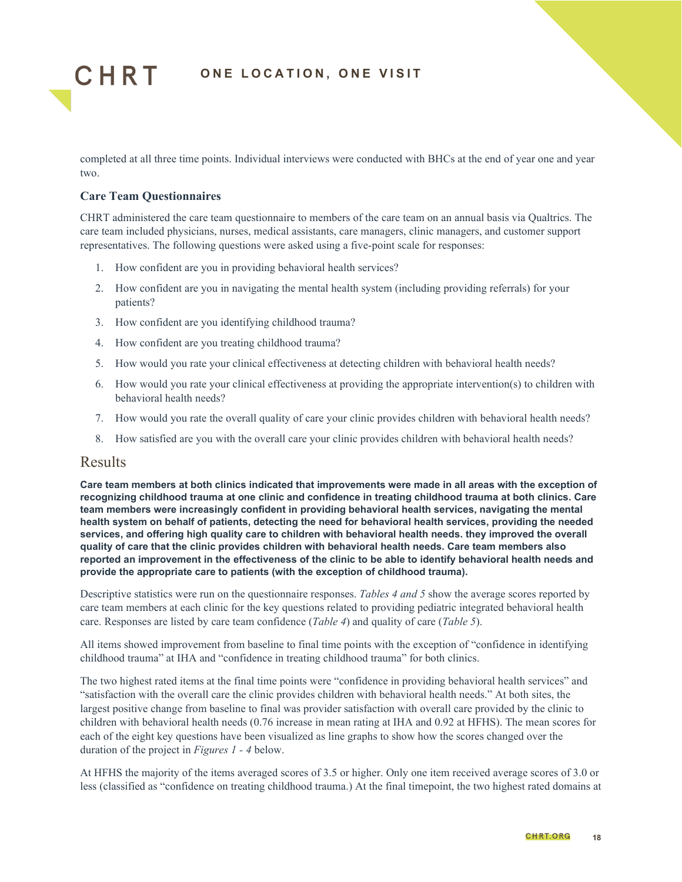completed at all three time points. Individual interviews were conducted with BHCs at the end of year one and year two.

### Care Team Questionnaires

CHRT administered the care team questionnaire to members of the care team on an annual basis via Qualtrics. The care team included physicians, nurses, medical assistants, care managers, clinic managers, and customer support representatives. The following questions were asked using a five-point scale for responses:

1. How confident are you in providing behavioral health services?
2. How confident are you in navigating the mental health system (including providing referrals) for your patients?
3. How confident are you identifying childhood trauma?
4. How confident are you treating childhood trauma?
5. How would you rate your clinical effectiveness at detecting children with behavioral health needs?
6. How would you rate your clinical effectiveness at providing the appropriate intervention(s) to children with behavioral health needs?
7. How would you rate the overall quality of care your clinic provides children with behavioral health needs?
8. How satisfied are you with the overall care your clinic provides children with behavioral health needs?

## Results

**Care team members at both clinics indicated that improvements were made in all areas with the exception of recognizing childhood trauma at one clinic and confidence in treating childhood trauma at both clinics. Care team members were increasingly confident in providing behavioral health services, navigating the mental health system on behalf of patients, detecting the need for behavioral health services, providing the needed services, and offering high quality care to children with behavioral health needs. they improved the overall quality of care that the clinic provides children with behavioral health needs. Care team members also reported an improvement in the effectiveness of the clinic to be able to identify behavioral health needs and provide the appropriate care to patients (with the exception of childhood trauma).**

Descriptive statistics were run on the questionnaire responses. *Tables 4 and 5* show the average scores reported by care team members at each clinic for the key questions related to providing pediatric integrated behavioral health care. Responses are listed by care team confidence (*Table 4*) and quality of care (*Table 5*).

All items showed improvement from baseline to final time points with the exception of "confidence in identifying childhood trauma" at IHA and "confidence in treating childhood trauma" for both clinics.

The two highest rated items at the final time points were "confidence in providing behavioral health services" and "satisfaction with the overall care the clinic provides children with behavioral health needs." At both sites, the largest positive change from baseline to final was provider satisfaction with overall care provided by the clinic to children with behavioral health needs (0.76 increase in mean rating at IHA and 0.92 at HFHS). The mean scores for each of the eight key questions have been visualized as line graphs to show how the scores changed over the duration of the project in *Figures 1 - 4* below.

At HFHS the majority of the items averaged scores of 3.5 or higher. Only one item received average scores of 3.0 or less (classified as "confidence on treating childhood trauma.) At the final timepoint, the two highest rated domains at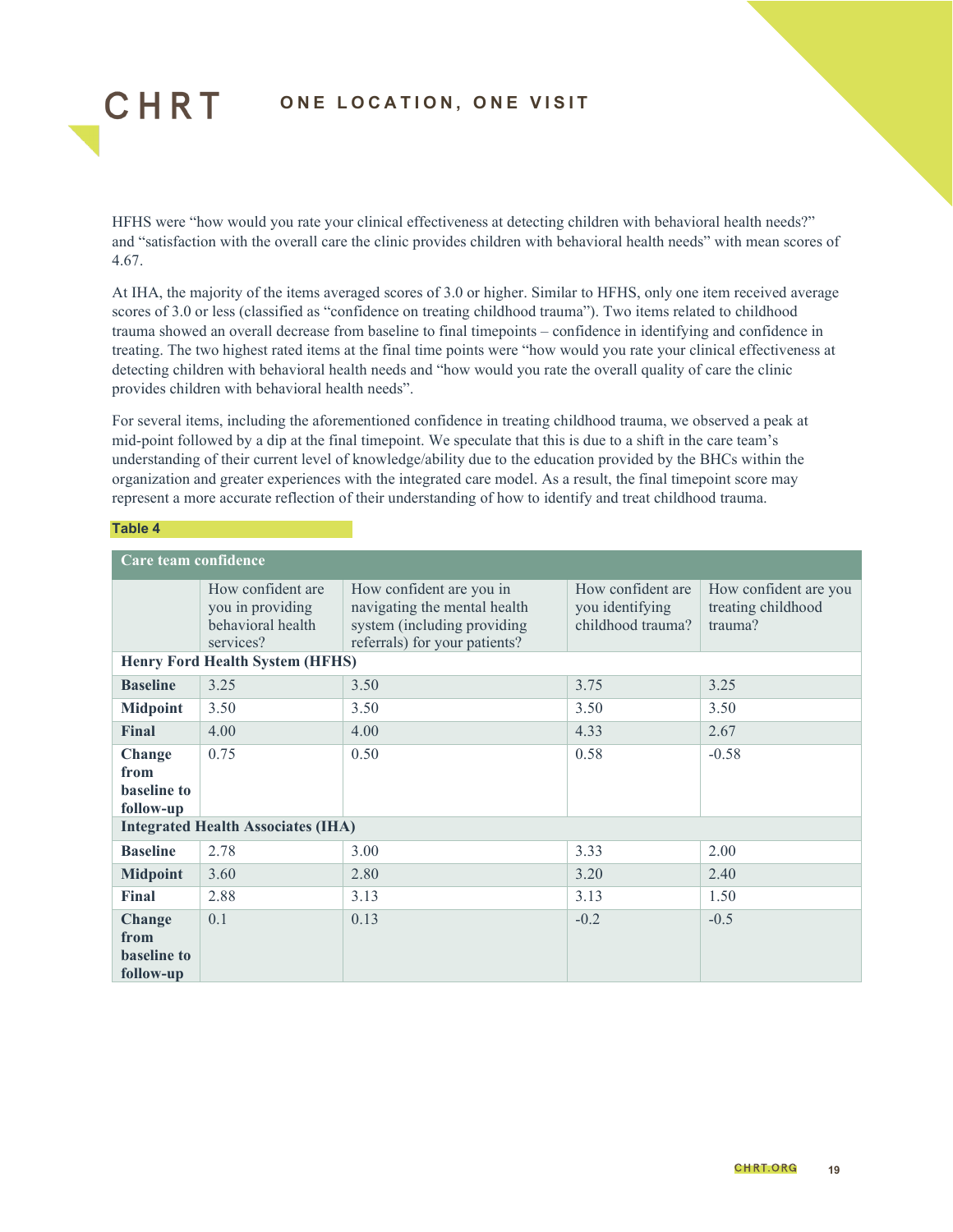HFHS were "how would you rate your clinical effectiveness at detecting children with behavioral health needs?" and "satisfaction with the overall care the clinic provides children with behavioral health needs" with mean scores of 4.67.

At IHA, the majority of the items averaged scores of 3.0 or higher. Similar to HFHS, only one item received average scores of 3.0 or less (classified as "confidence on treating childhood trauma"). Two items related to childhood trauma showed an overall decrease from baseline to final timepoints – confidence in identifying and confidence in treating. The two highest rated items at the final time points were "how would you rate your clinical effectiveness at detecting children with behavioral health needs and "how would you rate the overall quality of care the clinic provides children with behavioral health needs".

For several items, including the aforementioned confidence in treating childhood trauma, we observed a peak at mid-point followed by a dip at the final timepoint. We speculate that this is due to a shift in the care team's understanding of their current level of knowledge/ability due to the education provided by the BHCs within the organization and greater experiences with the integrated care model. As a result, the final timepoint score may represent a more accurate reflection of their understanding of how to identify and treat childhood trauma.

**Table 4**

| Care team confidence | | | | |
|---|---|---|---|---|
| | How confident are you in providing behavioral health services? | How confident are you in navigating the mental health system (including providing referrals) for your patients? | How confident are you identifying childhood trauma? | How confident are you treating childhood trauma? |
| **Henry Ford Health System (HFHS)** | | | | |
| **Baseline** | 3.25 | 3.50 | 3.75 | 3.25 |
| **Midpoint** | 3.50 | 3.50 | 3.50 | 3.50 |
| **Final** | 4.00 | 4.00 | 4.33 | 2.67 |
| **Change from baseline to follow-up** | 0.75 | 0.50 | 0.58 | -0.58 |
| **Integrated Health Associates (IHA)** | | | | |
| **Baseline** | 2.78 | 3.00 | 3.33 | 2.00 |
| **Midpoint** | 3.60 | 2.80 | 3.20 | 2.40 |
| **Final** | 2.88 | 3.13 | 3.13 | 1.50 |
| **Change from baseline to follow-up** | 0.1 | 0.13 | -0.2 | -0.5 |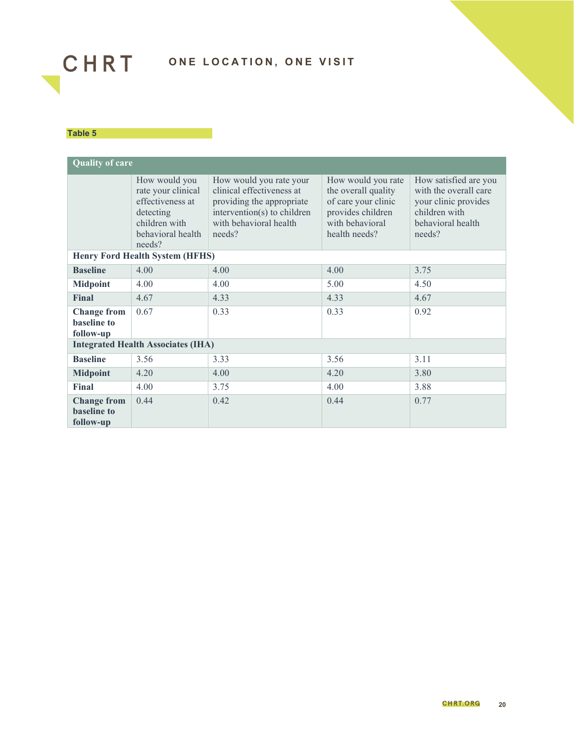**Table 5**

| Quality of care | | | | |
|---|---|---|---|---|
| | How would you rate your clinical effectiveness at detecting children with behavioral health needs? | How would you rate your clinical effectiveness at providing the appropriate intervention(s) to children with behavioral health needs? | How would you rate the overall quality of care your clinic provides children with behavioral health needs? | How satisfied are you with the overall care your clinic provides children with behavioral health needs? |
| **Henry Ford Health System (HFHS)** | | | | |
| **Baseline** | 4.00 | 4.00 | 4.00 | 3.75 |
| **Midpoint** | 4.00 | 4.00 | 5.00 | 4.50 |
| **Final** | 4.67 | 4.33 | 4.33 | 4.67 |
| **Change from baseline to follow-up** | 0.67 | 0.33 | 0.33 | 0.92 |
| **Integrated Health Associates (IHA)** | | | | |
| **Baseline** | 3.56 | 3.33 | 3.56 | 3.11 |
| **Midpoint** | 4.20 | 4.00 | 4.20 | 3.80 |
| **Final** | 4.00 | 3.75 | 4.00 | 3.88 |
| **Change from baseline to follow-up** | 0.44 | 0.42 | 0.44 | 0.77 |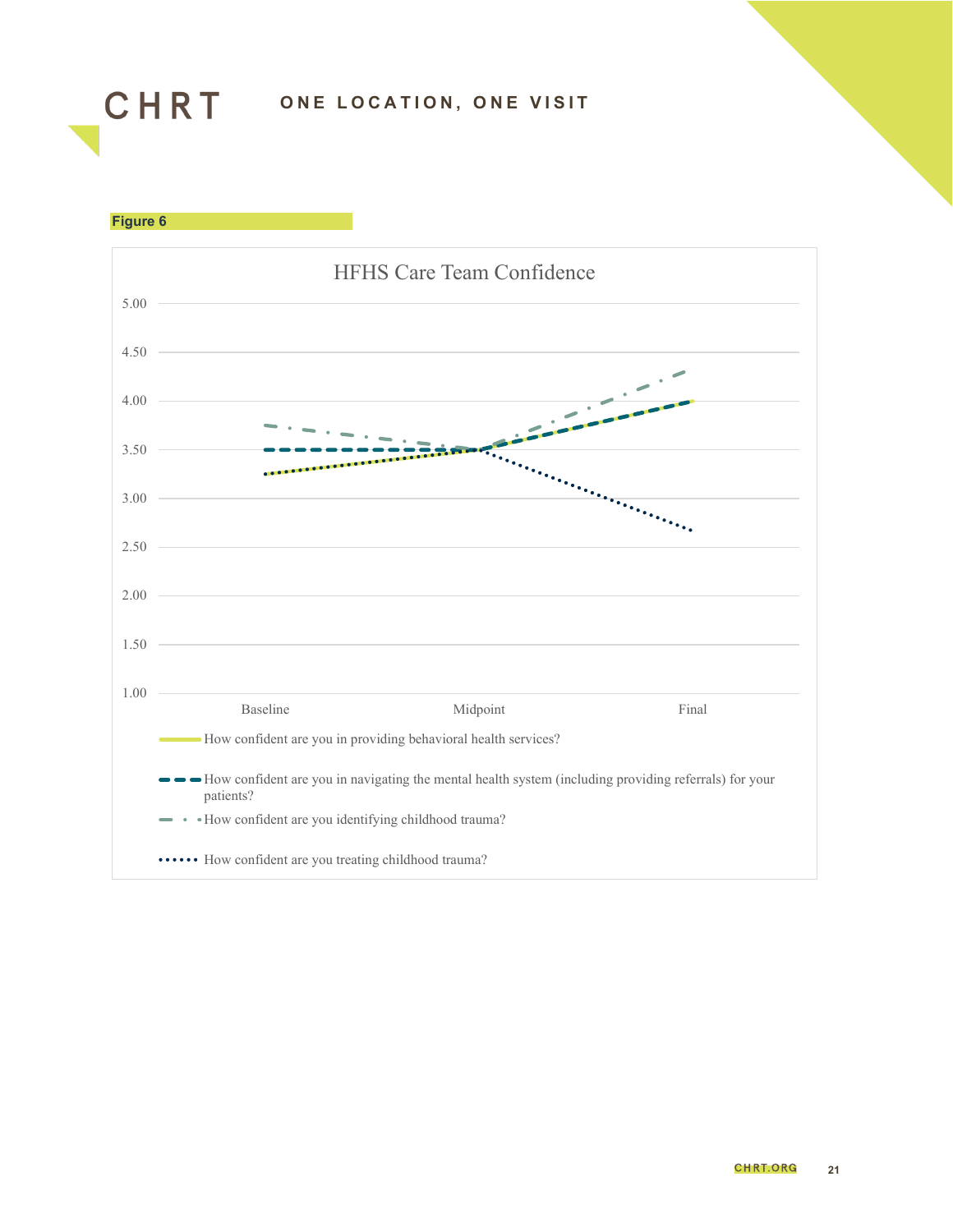**Figure 6**

HFHS Care Team Confidence

| | Baseline | Midpoint | Final |
|---|---|---|---|
| How confident are you in providing behavioral health services? | 3.25 | 3.50 | 4.00 |
| How confident are you in navigating the mental health system (including providing referrals) for your patients? | 3.50 | 3.50 | 4.00 |
| How confident are you identifying childhood trauma? | 3.75 | 3.50 | 4.33 |
| How confident are you treating childhood trauma? | 3.25 | 3.50 | 2.67 |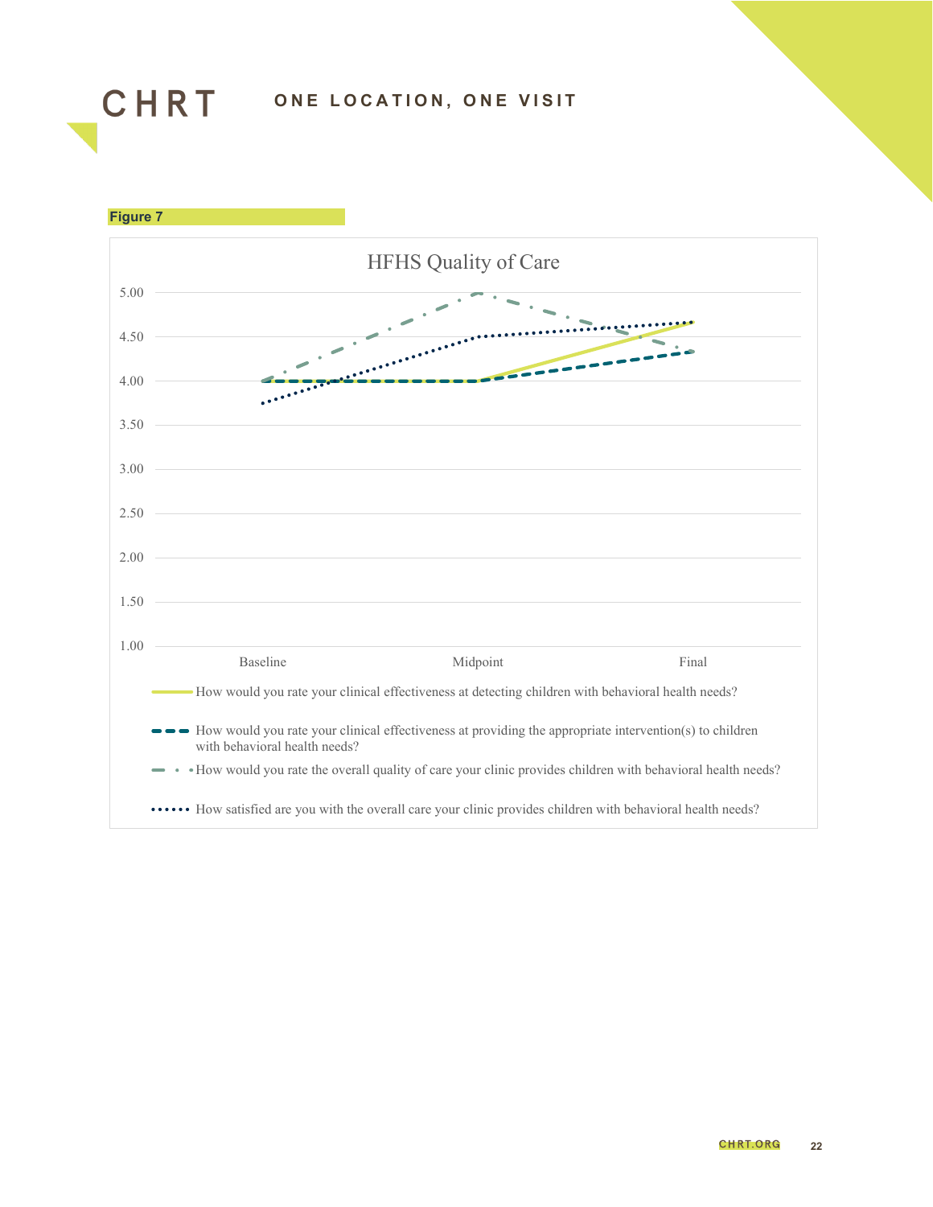Figure 7

HFHS Quality of Care

- How would you rate your clinical effectiveness at detecting children with behavioral health needs?
- How would you rate your clinical effectiveness at providing the appropriate intervention(s) to children with behavioral health needs?
- How would you rate the overall quality of care your clinic provides children with behavioral health needs?
- How satisfied are you with the overall care your clinic provides children with behavioral health needs?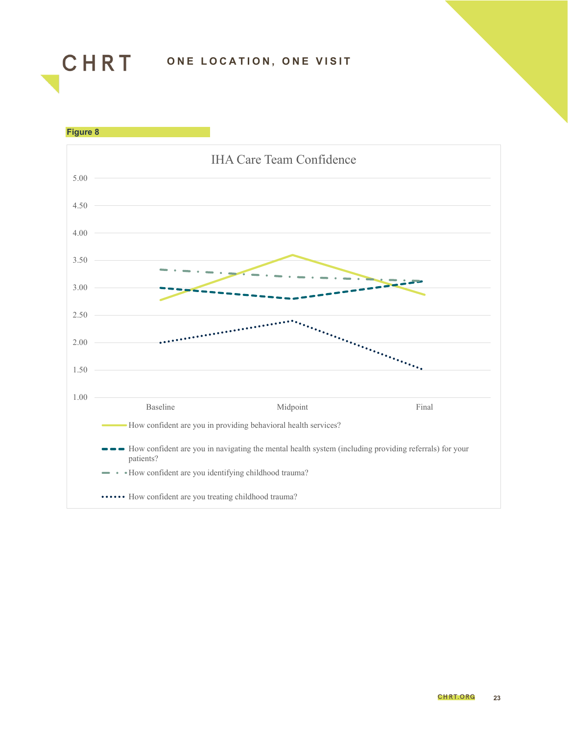Figure 8

IHA Care Team Confidence

5.00
4.50
4.00
3.50
3.00
2.50
2.00
1.50
1.00

Baseline | Midpoint | Final

How confident are you in providing behavioral health services?

How confident are you in navigating the mental health system (including providing referrals) for your patients?

How confident are you identifying childhood trauma?

How confident are you treating childhood trauma?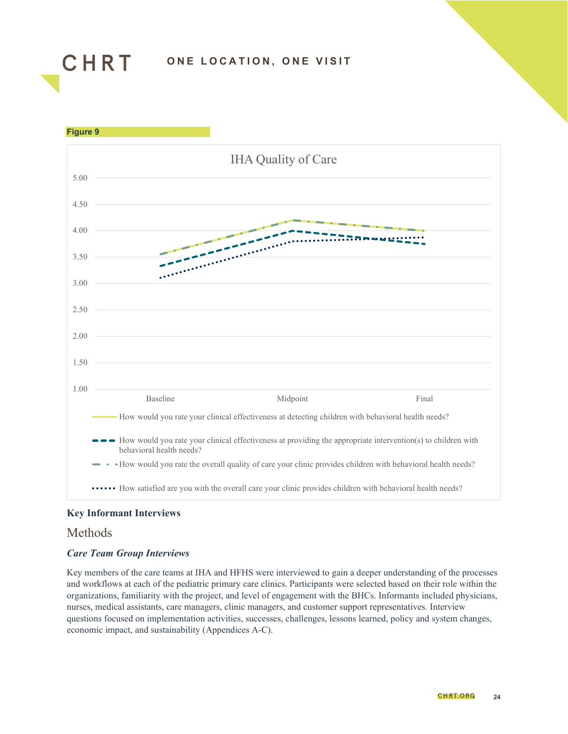Figure 9

IHA Quality of Care

- How would you rate your clinical effectiveness at detecting children with behavioral health needs?
- How would you rate your clinical effectiveness at providing the appropriate intervention(s) to children with behavioral health needs?
- How would you rate the overall quality of care your clinic provides children with behavioral health needs?
- How satisfied are you with the overall care your clinic provides children with behavioral health needs?

## Key Informant Interviews

### Methods

#### *Care Team Group Interviews*

Key members of the care teams at IHA and HFHS were interviewed to gain a deeper understanding of the processes and workflows at each of the pediatric primary care clinics. Participants were selected based on their role within the organizations, familiarity with the project, and level of engagement with the BHCs. Informants included physicians, nurses, medical assistants, care managers, clinic managers, and customer support representatives. Interview questions focused on implementation activities, successes, challenges, lessons learned, policy and system changes, economic impact, and sustainability (Appendices A-C).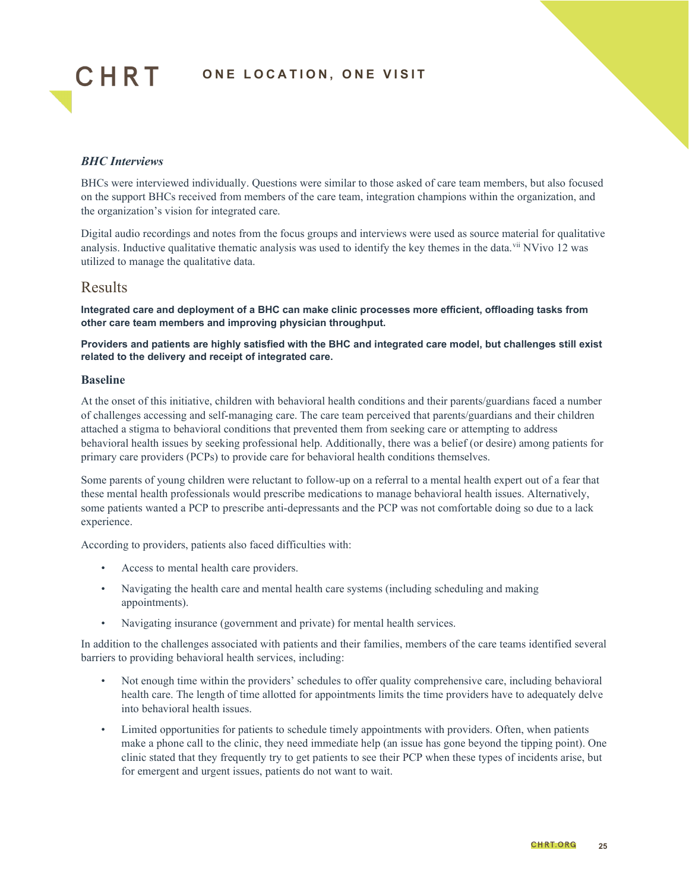### *BHC Interviews*

BHCs were interviewed individually. Questions were similar to those asked of care team members, but also focused on the support BHCs received from members of the care team, integration champions within the organization, and the organization's vision for integrated care.

Digital audio recordings and notes from the focus groups and interviews were used as source material for qualitative analysis. Inductive qualitative thematic analysis was used to identify the key themes in the data.[vii] NVivo 12 was utilized to manage the qualitative data.

## Results

**Integrated care and deployment of a BHC can make clinic processes more efficient, offloading tasks from other care team members and improving physician throughput.**

**Providers and patients are highly satisfied with the BHC and integrated care model, but challenges still exist related to the delivery and receipt of integrated care.**

### Baseline

At the onset of this initiative, children with behavioral health conditions and their parents/guardians faced a number of challenges accessing and self-managing care. The care team perceived that parents/guardians and their children attached a stigma to behavioral conditions that prevented them from seeking care or attempting to address behavioral health issues by seeking professional help. Additionally, there was a belief (or desire) among patients for primary care providers (PCPs) to provide care for behavioral health conditions themselves.

Some parents of young children were reluctant to follow-up on a referral to a mental health expert out of a fear that these mental health professionals would prescribe medications to manage behavioral health issues. Alternatively, some patients wanted a PCP to prescribe anti-depressants and the PCP was not comfortable doing so due to a lack experience.

According to providers, patients also faced difficulties with:

- Access to mental health care providers.
- Navigating the health care and mental health care systems (including scheduling and making appointments).
- Navigating insurance (government and private) for mental health services.

In addition to the challenges associated with patients and their families, members of the care teams identified several barriers to providing behavioral health services, including:

- Not enough time within the providers' schedules to offer quality comprehensive care, including behavioral health care. The length of time allotted for appointments limits the time providers have to adequately delve into behavioral health issues.
- Limited opportunities for patients to schedule timely appointments with providers. Often, when patients make a phone call to the clinic, they need immediate help (an issue has gone beyond the tipping point). One clinic stated that they frequently try to get patients to see their PCP when these types of incidents arise, but for emergent and urgent issues, patients do not want to wait.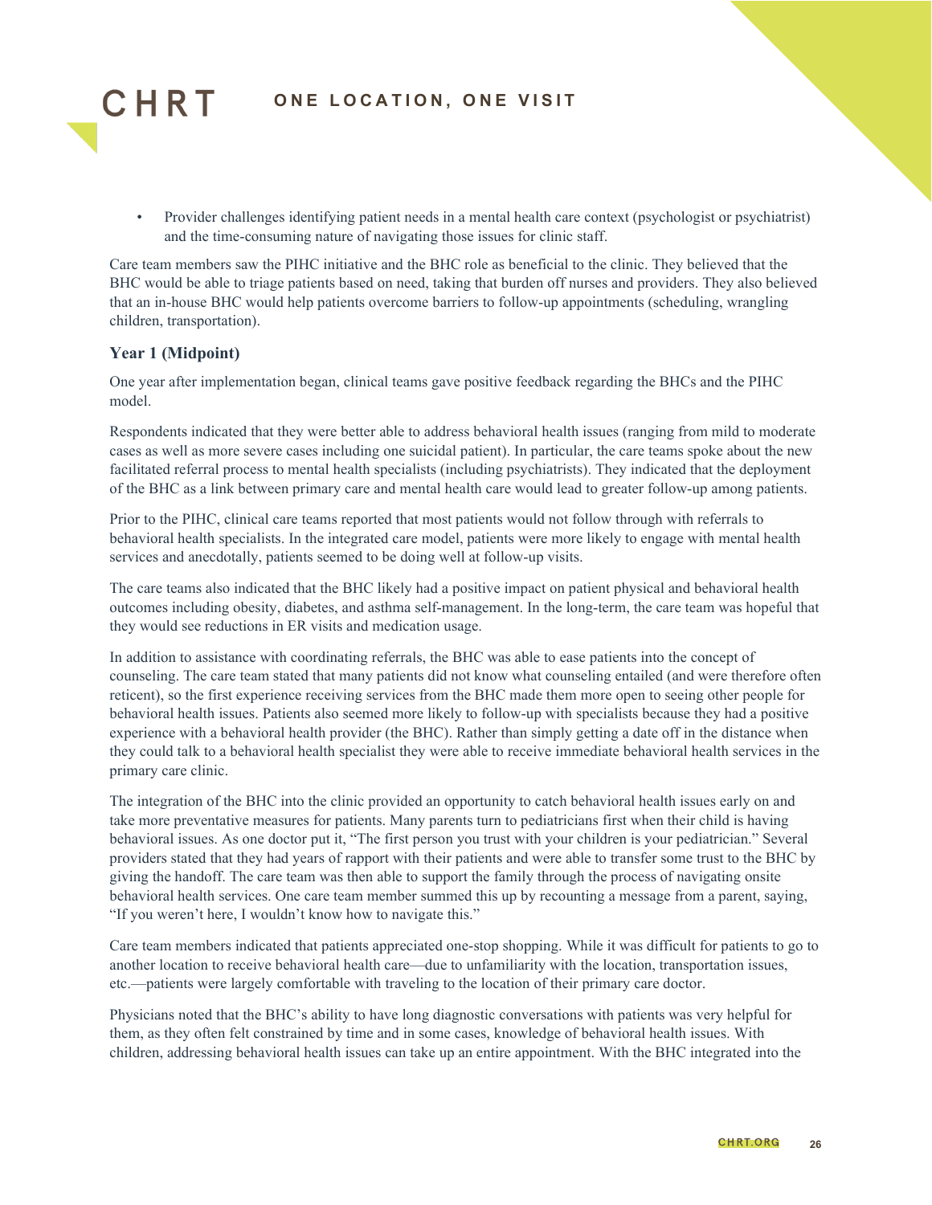- Provider challenges identifying patient needs in a mental health care context (psychologist or psychiatrist) and the time-consuming nature of navigating those issues for clinic staff.

Care team members saw the PIHC initiative and the BHC role as beneficial to the clinic. They believed that the BHC would be able to triage patients based on need, taking that burden off nurses and providers. They also believed that an in-house BHC would help patients overcome barriers to follow-up appointments (scheduling, wrangling children, transportation).

### Year 1 (Midpoint)

One year after implementation began, clinical teams gave positive feedback regarding the BHCs and the PIHC model.

Respondents indicated that they were better able to address behavioral health issues (ranging from mild to moderate cases as well as more severe cases including one suicidal patient). In particular, the care teams spoke about the new facilitated referral process to mental health specialists (including psychiatrists). They indicated that the deployment of the BHC as a link between primary care and mental health care would lead to greater follow-up among patients.

Prior to the PIHC, clinical care teams reported that most patients would not follow through with referrals to behavioral health specialists. In the integrated care model, patients were more likely to engage with mental health services and anecdotally, patients seemed to be doing well at follow-up visits.

The care teams also indicated that the BHC likely had a positive impact on patient physical and behavioral health outcomes including obesity, diabetes, and asthma self-management. In the long-term, the care team was hopeful that they would see reductions in ER visits and medication usage.

In addition to assistance with coordinating referrals, the BHC was able to ease patients into the concept of counseling. The care team stated that many patients did not know what counseling entailed (and were therefore often reticent), so the first experience receiving services from the BHC made them more open to seeing other people for behavioral health issues. Patients also seemed more likely to follow-up with specialists because they had a positive experience with a behavioral health provider (the BHC). Rather than simply getting a date off in the distance when they could talk to a behavioral health specialist they were able to receive immediate behavioral health services in the primary care clinic.

The integration of the BHC into the clinic provided an opportunity to catch behavioral health issues early on and take more preventative measures for patients. Many parents turn to pediatricians first when their child is having behavioral issues. As one doctor put it, "The first person you trust with your children is your pediatrician." Several providers stated that they had years of rapport with their patients and were able to transfer some trust to the BHC by giving the handoff. The care team was then able to support the family through the process of navigating onsite behavioral health services. One care team member summed this up by recounting a message from a parent, saying, "If you weren't here, I wouldn't know how to navigate this."

Care team members indicated that patients appreciated one-stop shopping. While it was difficult for patients to go to another location to receive behavioral health care—due to unfamiliarity with the location, transportation issues, etc.—patients were largely comfortable with traveling to the location of their primary care doctor.

Physicians noted that the BHC's ability to have long diagnostic conversations with patients was very helpful for them, as they often felt constrained by time and in some cases, knowledge of behavioral health issues. With children, addressing behavioral health issues can take up an entire appointment. With the BHC integrated into the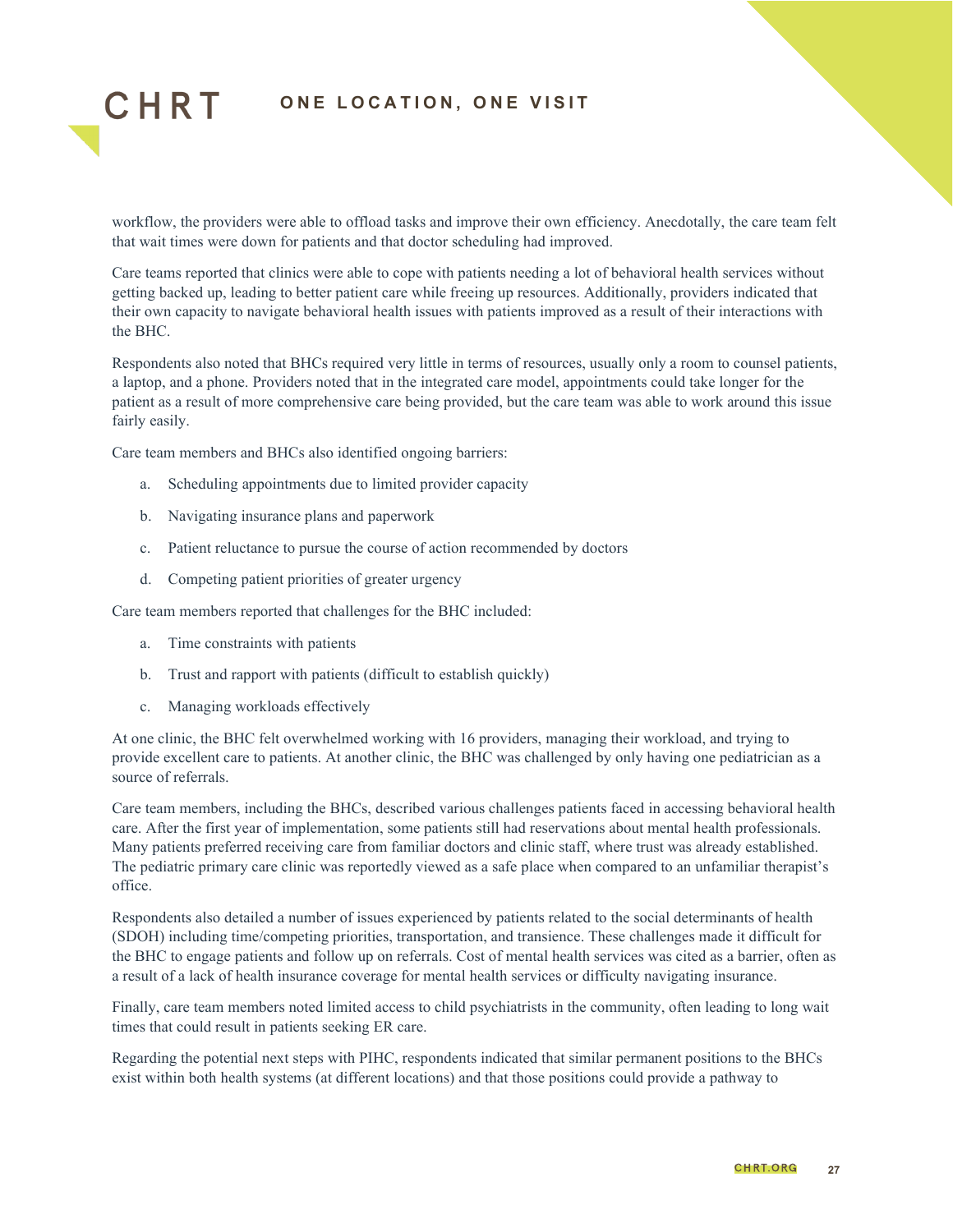workflow, the providers were able to offload tasks and improve their own efficiency. Anecdotally, the care team felt that wait times were down for patients and that doctor scheduling had improved.

Care teams reported that clinics were able to cope with patients needing a lot of behavioral health services without getting backed up, leading to better patient care while freeing up resources. Additionally, providers indicated that their own capacity to navigate behavioral health issues with patients improved as a result of their interactions with the BHC.

Respondents also noted that BHCs required very little in terms of resources, usually only a room to counsel patients, a laptop, and a phone. Providers noted that in the integrated care model, appointments could take longer for the patient as a result of more comprehensive care being provided, but the care team was able to work around this issue fairly easily.

Care team members and BHCs also identified ongoing barriers:

a. Scheduling appointments due to limited provider capacity

b. Navigating insurance plans and paperwork

c. Patient reluctance to pursue the course of action recommended by doctors

d. Competing patient priorities of greater urgency

Care team members reported that challenges for the BHC included:

a. Time constraints with patients

b. Trust and rapport with patients (difficult to establish quickly)

c. Managing workloads effectively

At one clinic, the BHC felt overwhelmed working with 16 providers, managing their workload, and trying to provide excellent care to patients. At another clinic, the BHC was challenged by only having one pediatrician as a source of referrals.

Care team members, including the BHCs, described various challenges patients faced in accessing behavioral health care. After the first year of implementation, some patients still had reservations about mental health professionals. Many patients preferred receiving care from familiar doctors and clinic staff, where trust was already established. The pediatric primary care clinic was reportedly viewed as a safe place when compared to an unfamiliar therapist's office.

Respondents also detailed a number of issues experienced by patients related to the social determinants of health (SDOH) including time/competing priorities, transportation, and transience. These challenges made it difficult for the BHC to engage patients and follow up on referrals. Cost of mental health services was cited as a barrier, often as a result of a lack of health insurance coverage for mental health services or difficulty navigating insurance.

Finally, care team members noted limited access to child psychiatrists in the community, often leading to long wait times that could result in patients seeking ER care.

Regarding the potential next steps with PIHC, respondents indicated that similar permanent positions to the BHCs exist within both health systems (at different locations) and that those positions could provide a pathway to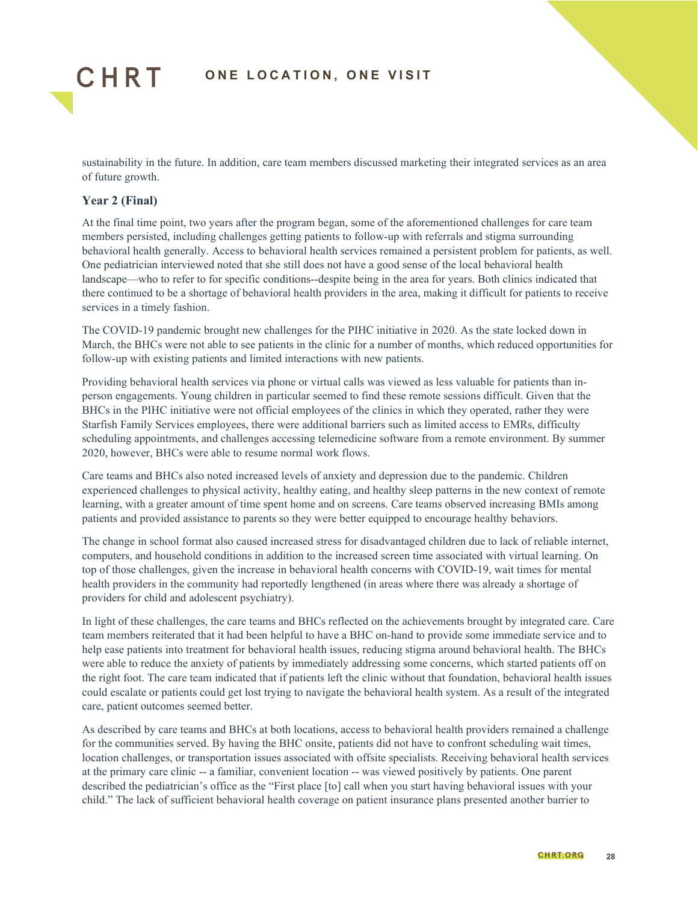sustainability in the future. In addition, care team members discussed marketing their integrated services as an area of future growth.

### Year 2 (Final)

At the final time point, two years after the program began, some of the aforementioned challenges for care team members persisted, including challenges getting patients to follow-up with referrals and stigma surrounding behavioral health generally. Access to behavioral health services remained a persistent problem for patients, as well. One pediatrician interviewed noted that she still does not have a good sense of the local behavioral health landscape—who to refer to for specific conditions--despite being in the area for years. Both clinics indicated that there continued to be a shortage of behavioral health providers in the area, making it difficult for patients to receive services in a timely fashion.

The COVID-19 pandemic brought new challenges for the PIHC initiative in 2020. As the state locked down in March, the BHCs were not able to see patients in the clinic for a number of months, which reduced opportunities for follow-up with existing patients and limited interactions with new patients.

Providing behavioral health services via phone or virtual calls was viewed as less valuable for patients than in-person engagements. Young children in particular seemed to find these remote sessions difficult. Given that the BHCs in the PIHC initiative were not official employees of the clinics in which they operated, rather they were Starfish Family Services employees, there were additional barriers such as limited access to EMRs, difficulty scheduling appointments, and challenges accessing telemedicine software from a remote environment. By summer 2020, however, BHCs were able to resume normal work flows.

Care teams and BHCs also noted increased levels of anxiety and depression due to the pandemic. Children experienced challenges to physical activity, healthy eating, and healthy sleep patterns in the new context of remote learning, with a greater amount of time spent home and on screens. Care teams observed increasing BMIs among patients and provided assistance to parents so they were better equipped to encourage healthy behaviors.

The change in school format also caused increased stress for disadvantaged children due to lack of reliable internet, computers, and household conditions in addition to the increased screen time associated with virtual learning. On top of those challenges, given the increase in behavioral health concerns with COVID-19, wait times for mental health providers in the community had reportedly lengthened (in areas where there was already a shortage of providers for child and adolescent psychiatry).

In light of these challenges, the care teams and BHCs reflected on the achievements brought by integrated care. Care team members reiterated that it had been helpful to have a BHC on-hand to provide some immediate service and to help ease patients into treatment for behavioral health issues, reducing stigma around behavioral health. The BHCs were able to reduce the anxiety of patients by immediately addressing some concerns, which started patients off on the right foot. The care team indicated that if patients left the clinic without that foundation, behavioral health issues could escalate or patients could get lost trying to navigate the behavioral health system. As a result of the integrated care, patient outcomes seemed better.

As described by care teams and BHCs at both locations, access to behavioral health providers remained a challenge for the communities served. By having the BHC onsite, patients did not have to confront scheduling wait times, location challenges, or transportation issues associated with offsite specialists. Receiving behavioral health services at the primary care clinic -- a familiar, convenient location -- was viewed positively by patients. One parent described the pediatrician's office as the "First place [to] call when you start having behavioral issues with your child." The lack of sufficient behavioral health coverage on patient insurance plans presented another barrier to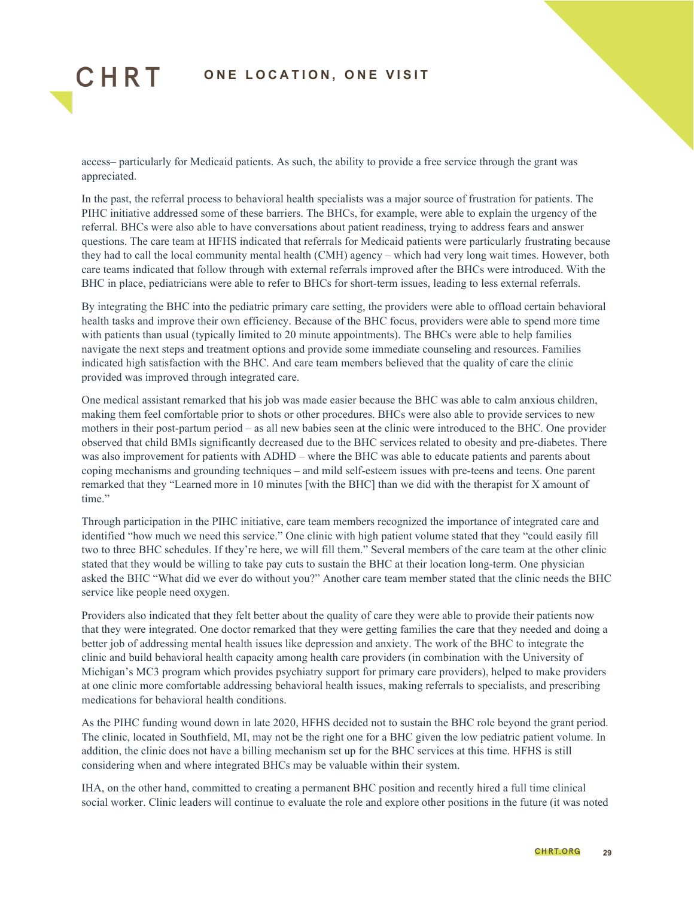access– particularly for Medicaid patients. As such, the ability to provide a free service through the grant was appreciated.

In the past, the referral process to behavioral health specialists was a major source of frustration for patients. The PIHC initiative addressed some of these barriers. The BHCs, for example, were able to explain the urgency of the referral. BHCs were also able to have conversations about patient readiness, trying to address fears and answer questions. The care team at HFHS indicated that referrals for Medicaid patients were particularly frustrating because they had to call the local community mental health (CMH) agency – which had very long wait times. However, both care teams indicated that follow through with external referrals improved after the BHCs were introduced. With the BHC in place, pediatricians were able to refer to BHCs for short-term issues, leading to less external referrals.

By integrating the BHC into the pediatric primary care setting, the providers were able to offload certain behavioral health tasks and improve their own efficiency. Because of the BHC focus, providers were able to spend more time with patients than usual (typically limited to 20 minute appointments). The BHCs were able to help families navigate the next steps and treatment options and provide some immediate counseling and resources. Families indicated high satisfaction with the BHC. And care team members believed that the quality of care the clinic provided was improved through integrated care.

One medical assistant remarked that his job was made easier because the BHC was able to calm anxious children, making them feel comfortable prior to shots or other procedures. BHCs were also able to provide services to new mothers in their post-partum period – as all new babies seen at the clinic were introduced to the BHC. One provider observed that child BMIs significantly decreased due to the BHC services related to obesity and pre-diabetes. There was also improvement for patients with ADHD – where the BHC was able to educate patients and parents about coping mechanisms and grounding techniques – and mild self-esteem issues with pre-teens and teens. One parent remarked that they "Learned more in 10 minutes [with the BHC] than we did with the therapist for X amount of time."

Through participation in the PIHC initiative, care team members recognized the importance of integrated care and identified "how much we need this service." One clinic with high patient volume stated that they "could easily fill two to three BHC schedules. If they're here, we will fill them." Several members of the care team at the other clinic stated that they would be willing to take pay cuts to sustain the BHC at their location long-term. One physician asked the BHC "What did we ever do without you?" Another care team member stated that the clinic needs the BHC service like people need oxygen.

Providers also indicated that they felt better about the quality of care they were able to provide their patients now that they were integrated. One doctor remarked that they were getting families the care that they needed and doing a better job of addressing mental health issues like depression and anxiety. The work of the BHC to integrate the clinic and build behavioral health capacity among health care providers (in combination with the University of Michigan's MC3 program which provides psychiatry support for primary care providers), helped to make providers at one clinic more comfortable addressing behavioral health issues, making referrals to specialists, and prescribing medications for behavioral health conditions.

As the PIHC funding wound down in late 2020, HFHS decided not to sustain the BHC role beyond the grant period. The clinic, located in Southfield, MI, may not be the right one for a BHC given the low pediatric patient volume. In addition, the clinic does not have a billing mechanism set up for the BHC services at this time. HFHS is still considering when and where integrated BHCs may be valuable within their system.

IHA, on the other hand, committed to creating a permanent BHC position and recently hired a full time clinical social worker. Clinic leaders will continue to evaluate the role and explore other positions in the future (it was noted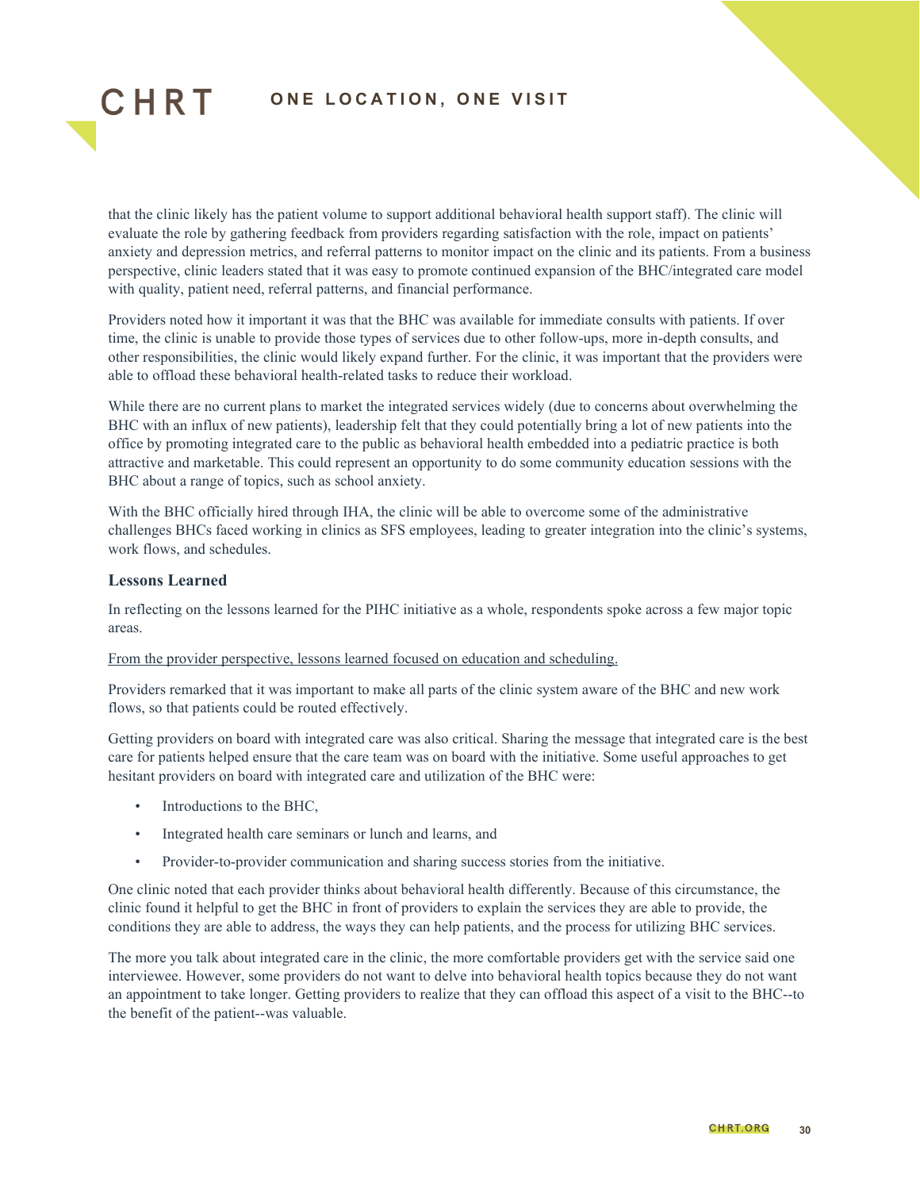that the clinic likely has the patient volume to support additional behavioral health support staff). The clinic will evaluate the role by gathering feedback from providers regarding satisfaction with the role, impact on patients' anxiety and depression metrics, and referral patterns to monitor impact on the clinic and its patients. From a business perspective, clinic leaders stated that it was easy to promote continued expansion of the BHC/integrated care model with quality, patient need, referral patterns, and financial performance.

Providers noted how it important it was that the BHC was available for immediate consults with patients. If over time, the clinic is unable to provide those types of services due to other follow-ups, more in-depth consults, and other responsibilities, the clinic would likely expand further. For the clinic, it was important that the providers were able to offload these behavioral health-related tasks to reduce their workload.

While there are no current plans to market the integrated services widely (due to concerns about overwhelming the BHC with an influx of new patients), leadership felt that they could potentially bring a lot of new patients into the office by promoting integrated care to the public as behavioral health embedded into a pediatric practice is both attractive and marketable. This could represent an opportunity to do some community education sessions with the BHC about a range of topics, such as school anxiety.

With the BHC officially hired through IHA, the clinic will be able to overcome some of the administrative challenges BHCs faced working in clinics as SFS employees, leading to greater integration into the clinic's systems, work flows, and schedules.

### Lessons Learned

In reflecting on the lessons learned for the PIHC initiative as a whole, respondents spoke across a few major topic areas.

From the provider perspective, lessons learned focused on education and scheduling.

Providers remarked that it was important to make all parts of the clinic system aware of the BHC and new work flows, so that patients could be routed effectively.

Getting providers on board with integrated care was also critical. Sharing the message that integrated care is the best care for patients helped ensure that the care team was on board with the initiative. Some useful approaches to get hesitant providers on board with integrated care and utilization of the BHC were:

- Introductions to the BHC,
- Integrated health care seminars or lunch and learns, and
- Provider-to-provider communication and sharing success stories from the initiative.

One clinic noted that each provider thinks about behavioral health differently. Because of this circumstance, the clinic found it helpful to get the BHC in front of providers to explain the services they are able to provide, the conditions they are able to address, the ways they can help patients, and the process for utilizing BHC services.

The more you talk about integrated care in the clinic, the more comfortable providers get with the service said one interviewee. However, some providers do not want to delve into behavioral health topics because they do not want an appointment to take longer. Getting providers to realize that they can offload this aspect of a visit to the BHC--to the benefit of the patient--was valuable.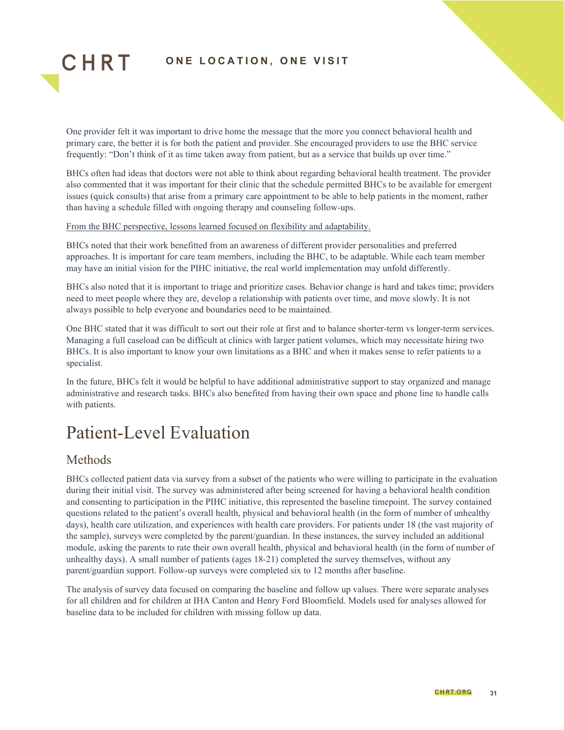One provider felt it was important to drive home the message that the more you connect behavioral health and primary care, the better it is for both the patient and provider. She encouraged providers to use the BHC service frequently: "Don't think of it as time taken away from patient, but as a service that builds up over time."

BHCs often had ideas that doctors were not able to think about regarding behavioral health treatment. The provider also commented that it was important for their clinic that the schedule permitted BHCs to be available for emergent issues (quick consults) that arise from a primary care appointment to be able to help patients in the moment, rather than having a schedule filled with ongoing therapy and counseling follow-ups.

<u>From the BHC perspective, lessons learned focused on flexibility and adaptability.</u>

BHCs noted that their work benefitted from an awareness of different provider personalities and preferred approaches. It is important for care team members, including the BHC, to be adaptable. While each team member may have an initial vision for the PIHC initiative, the real world implementation may unfold differently.

BHCs also noted that it is important to triage and prioritize cases. Behavior change is hard and takes time; providers need to meet people where they are, develop a relationship with patients over time, and move slowly. It is not always possible to help everyone and boundaries need to be maintained.

One BHC stated that it was difficult to sort out their role at first and to balance shorter-term vs longer-term services. Managing a full caseload can be difficult at clinics with larger patient volumes, which may necessitate hiring two BHCs. It is also important to know your own limitations as a BHC and when it makes sense to refer patients to a specialist.

In the future, BHCs felt it would be helpful to have additional administrative support to stay organized and manage administrative and research tasks. BHCs also benefited from having their own space and phone line to handle calls with patients.

# Patient-Level Evaluation

## Methods

BHCs collected patient data via survey from a subset of the patients who were willing to participate in the evaluation during their initial visit. The survey was administered after being screened for having a behavioral health condition and consenting to participation in the PIHC initiative, this represented the baseline timepoint. The survey contained questions related to the patient's overall health, physical and behavioral health (in the form of number of unhealthy days), health care utilization, and experiences with health care providers. For patients under 18 (the vast majority of the sample), surveys were completed by the parent/guardian. In these instances, the survey included an additional module, asking the parents to rate their own overall health, physical and behavioral health (in the form of number of unhealthy days). A small number of patients (ages 18-21) completed the survey themselves, without any parent/guardian support. Follow-up surveys were completed six to 12 months after baseline.

The analysis of survey data focused on comparing the baseline and follow up values. There were separate analyses for all children and for children at IHA Canton and Henry Ford Bloomfield. Models used for analyses allowed for baseline data to be included for children with missing follow up data.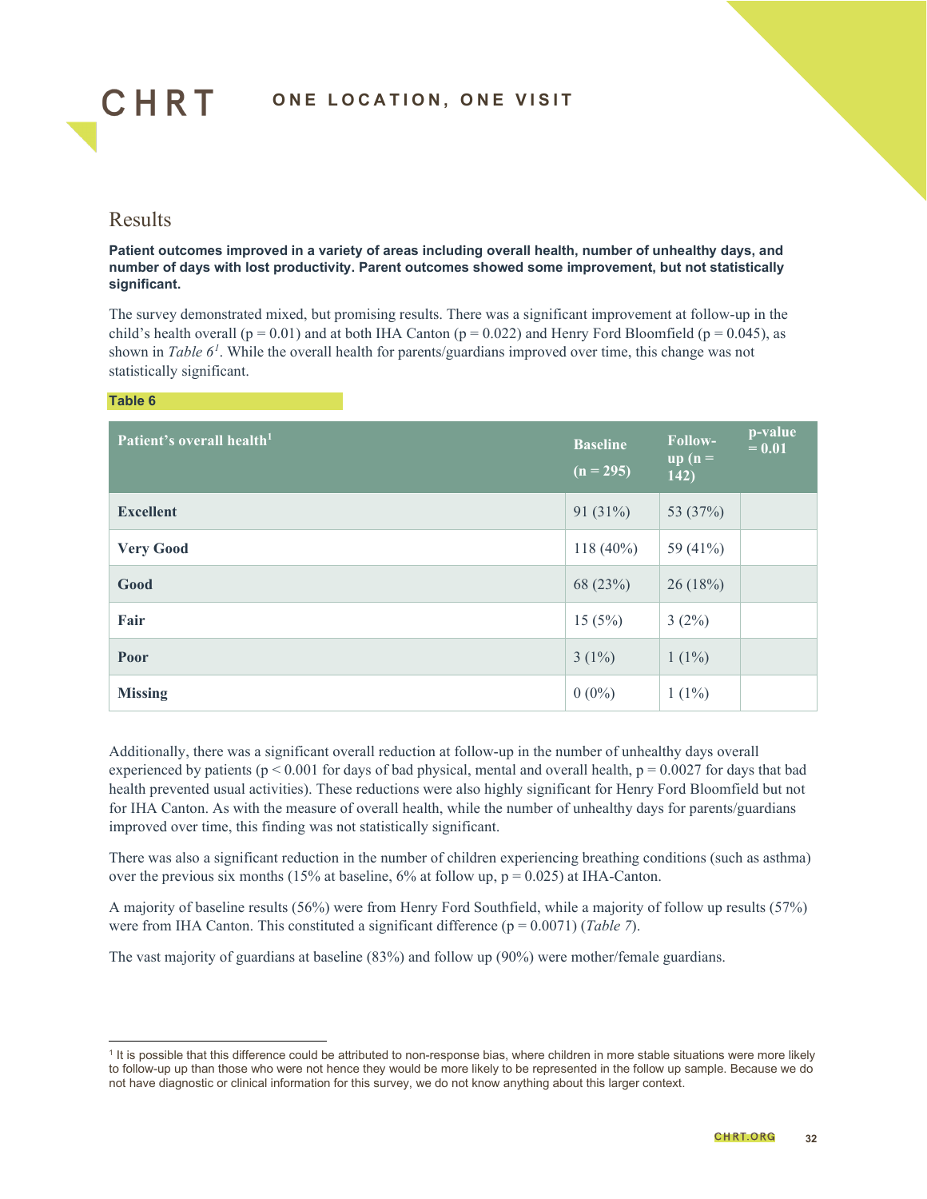## Results

**Patient outcomes improved in a variety of areas including overall health, number of unhealthy days, and number of days with lost productivity. Parent outcomes showed some improvement, but not statistically significant.**

The survey demonstrated mixed, but promising results. There was a significant improvement at follow-up in the child's health overall ($p = 0.01$) and at both IHA Canton ($p = 0.022$) and Henry Ford Bloomfield ($p = 0.045$), as shown in *Table 6*[1]. While the overall health for parents/guardians improved over time, this change was not statistically significant.

**Table 6**

| Patient's overall health[1] | Baseline (n = 295) | Follow-up (n = 142) | p-value = 0.01 |
|---|---|---|---|
| **Excellent** | 91 (31%) | 53 (37%) | |
| **Very Good** | 118 (40%) | 59 (41%) | |
| **Good** | 68 (23%) | 26 (18%) | |
| **Fair** | 15 (5%) | 3 (2%) | |
| **Poor** | 3 (1%) | 1 (1%) | |
| **Missing** | 0 (0%) | 1 (1%) | |

Additionally, there was a significant overall reduction at follow-up in the number of unhealthy days overall experienced by patients ($p < 0.001$ for days of bad physical, mental and overall health, $p = 0.0027$ for days that bad health prevented usual activities). These reductions were also highly significant for Henry Ford Bloomfield but not for IHA Canton. As with the measure of overall health, while the number of unhealthy days for parents/guardians improved over time, this finding was not statistically significant.

There was also a significant reduction in the number of children experiencing breathing conditions (such as asthma) over the previous six months (15% at baseline, 6% at follow up, $p = 0.025$) at IHA-Canton.

A majority of baseline results (56%) were from Henry Ford Southfield, while a majority of follow up results (57%) were from IHA Canton. This constituted a significant difference ($p = 0.0071$) (*Table 7*).

The vast majority of guardians at baseline (83%) and follow up (90%) were mother/female guardians.

[1] It is possible that this difference could be attributed to non-response bias, where children in more stable situations were more likely to follow-up up than those who were not hence they would be more likely to be represented in the follow up sample. Because we do not have diagnostic or clinical information for this survey, we do not know anything about this larger context.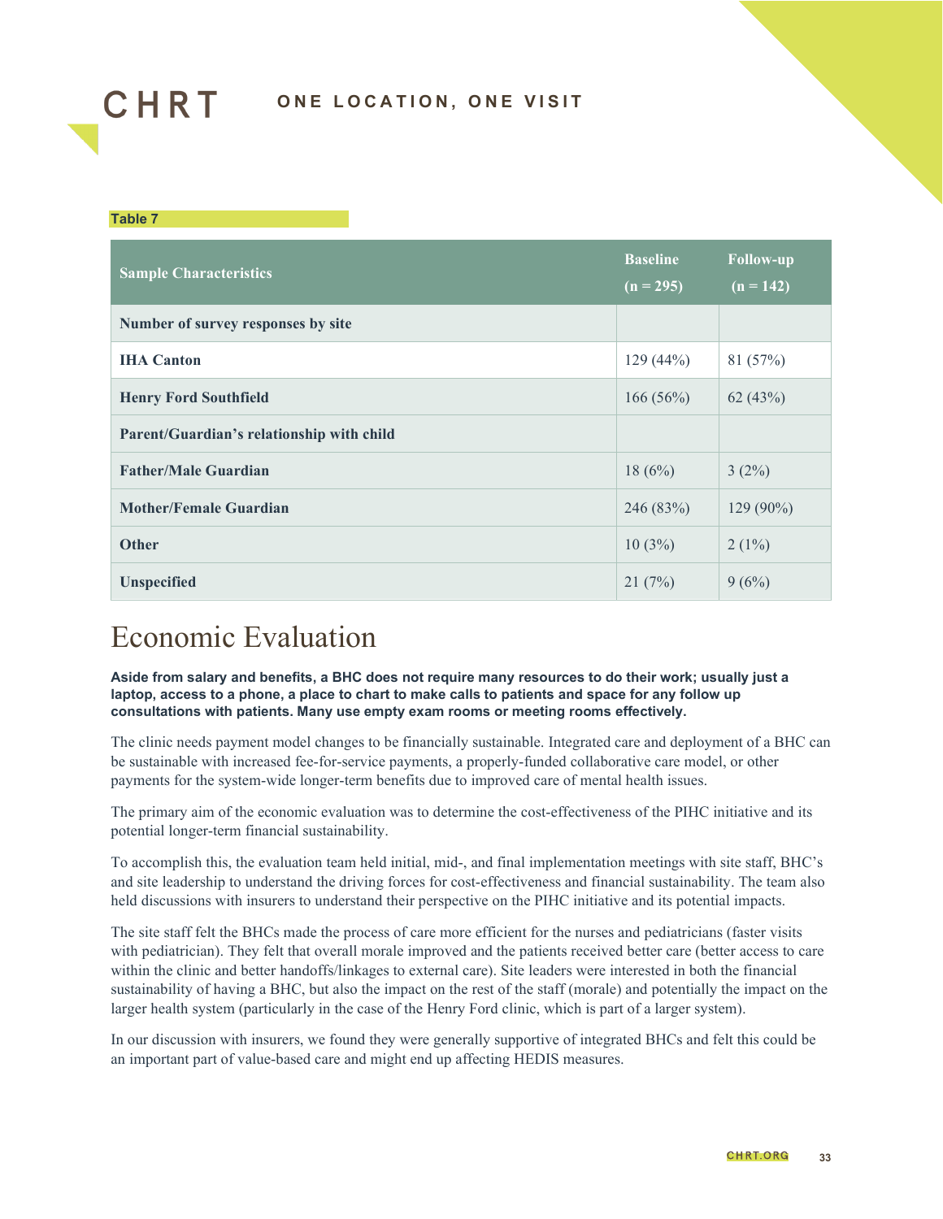Table 7

| Sample Characteristics | Baseline (n = 295) | Follow-up (n = 142) |
|---|---|---|
| **Number of survey responses by site** | | |
| **IHA Canton** | 129 (44%) | 81 (57%) |
| **Henry Ford Southfield** | 166 (56%) | 62 (43%) |
| **Parent/Guardian's relationship with child** | | |
| **Father/Male Guardian** | 18 (6%) | 3 (2%) |
| **Mother/Female Guardian** | 246 (83%) | 129 (90%) |
| **Other** | 10 (3%) | 2 (1%) |
| **Unspecified** | 21 (7%) | 9 (6%) |

# Economic Evaluation

**Aside from salary and benefits, a BHC does not require many resources to do their work; usually just a laptop, access to a phone, a place to chart to make calls to patients and space for any follow up consultations with patients. Many use empty exam rooms or meeting rooms effectively.**

The clinic needs payment model changes to be financially sustainable. Integrated care and deployment of a BHC can be sustainable with increased fee-for-service payments, a properly-funded collaborative care model, or other payments for the system-wide longer-term benefits due to improved care of mental health issues.

The primary aim of the economic evaluation was to determine the cost-effectiveness of the PIHC initiative and its potential longer-term financial sustainability.

To accomplish this, the evaluation team held initial, mid-, and final implementation meetings with site staff, BHC's and site leadership to understand the driving forces for cost-effectiveness and financial sustainability. The team also held discussions with insurers to understand their perspective on the PIHC initiative and its potential impacts.

The site staff felt the BHCs made the process of care more efficient for the nurses and pediatricians (faster visits with pediatrician). They felt that overall morale improved and the patients received better care (better access to care within the clinic and better handoffs/linkages to external care). Site leaders were interested in both the financial sustainability of having a BHC, but also the impact on the rest of the staff (morale) and potentially the impact on the larger health system (particularly in the case of the Henry Ford clinic, which is part of a larger system).

In our discussion with insurers, we found they were generally supportive of integrated BHCs and felt this could be an important part of value-based care and might end up affecting HEDIS measures.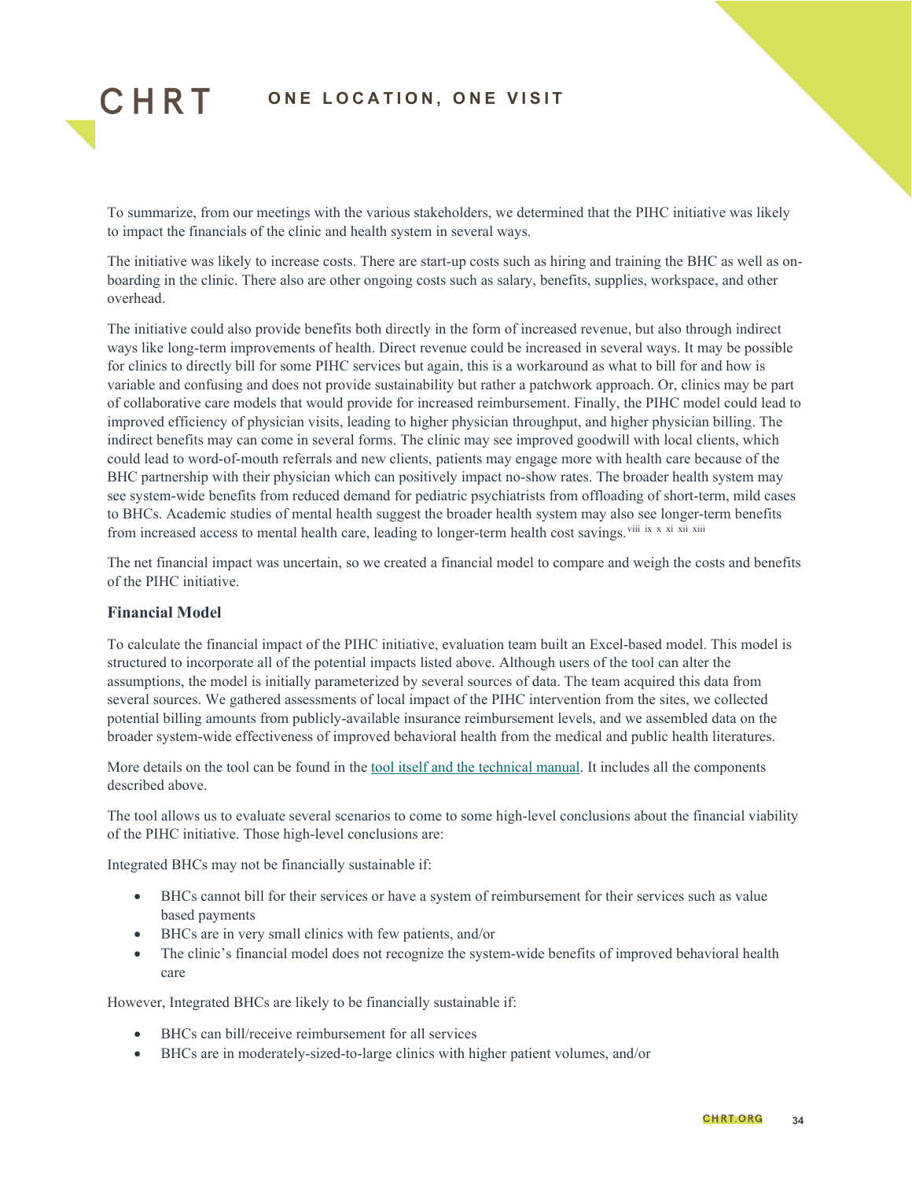To summarize, from our meetings with the various stakeholders, we determined that the PIHC initiative was likely to impact the financials of the clinic and health system in several ways.

The initiative was likely to increase costs. There are start-up costs such as hiring and training the BHC as well as on-boarding in the clinic. There also are other ongoing costs such as salary, benefits, supplies, workspace, and other overhead.

The initiative could also provide benefits both directly in the form of increased revenue, but also through indirect ways like long-term improvements of health. Direct revenue could be increased in several ways. It may be possible for clinics to directly bill for some PIHC services but again, this is a workaround as what to bill for and how is variable and confusing and does not provide sustainability but rather a patchwork approach. Or, clinics may be part of collaborative care models that would provide for increased reimbursement. Finally, the PIHC model could lead to improved efficiency of physician visits, leading to higher physician throughput, and higher physician billing. The indirect benefits may can come in several forms. The clinic may see improved goodwill with local clients, which could lead to word-of-mouth referrals and new clients, patients may engage more with health care because of the BHC partnership with their physician which can positively impact no-show rates. The broader health system may see system-wide benefits from reduced demand for pediatric psychiatrists from offloading of short-term, mild cases to BHCs. Academic studies of mental health suggest the broader health system may also see longer-term benefits from increased access to mental health care, leading to longer-term health cost savings.[viii, ix, x, xi, xii, xiii]

The net financial impact was uncertain, so we created a financial model to compare and weigh the costs and benefits of the PIHC initiative.

### Financial Model

To calculate the financial impact of the PIHC initiative, evaluation team built an Excel-based model. This model is structured to incorporate all of the potential impacts listed above. Although users of the tool can alter the assumptions, the model is initially parameterized by several sources of data. The team acquired this data from several sources. We gathered assessments of local impact of the PIHC intervention from the sites, we collected potential billing amounts from publicly-available insurance reimbursement levels, and we assembled data on the broader system-wide effectiveness of improved behavioral health from the medical and public health literatures.

More details on the tool can be found in the tool itself and the technical manual. It includes all the components described above.

The tool allows us to evaluate several scenarios to come to some high-level conclusions about the financial viability of the PIHC initiative. Those high-level conclusions are:

Integrated BHCs may not be financially sustainable if:

- BHCs cannot bill for their services or have a system of reimbursement for their services such as value based payments
- BHCs are in very small clinics with few patients, and/or
- The clinic's financial model does not recognize the system-wide benefits of improved behavioral health care

However, Integrated BHCs are likely to be financially sustainable if:

- BHCs can bill/receive reimbursement for all services
- BHCs are in moderately-sized-to-large clinics with higher patient volumes, and/or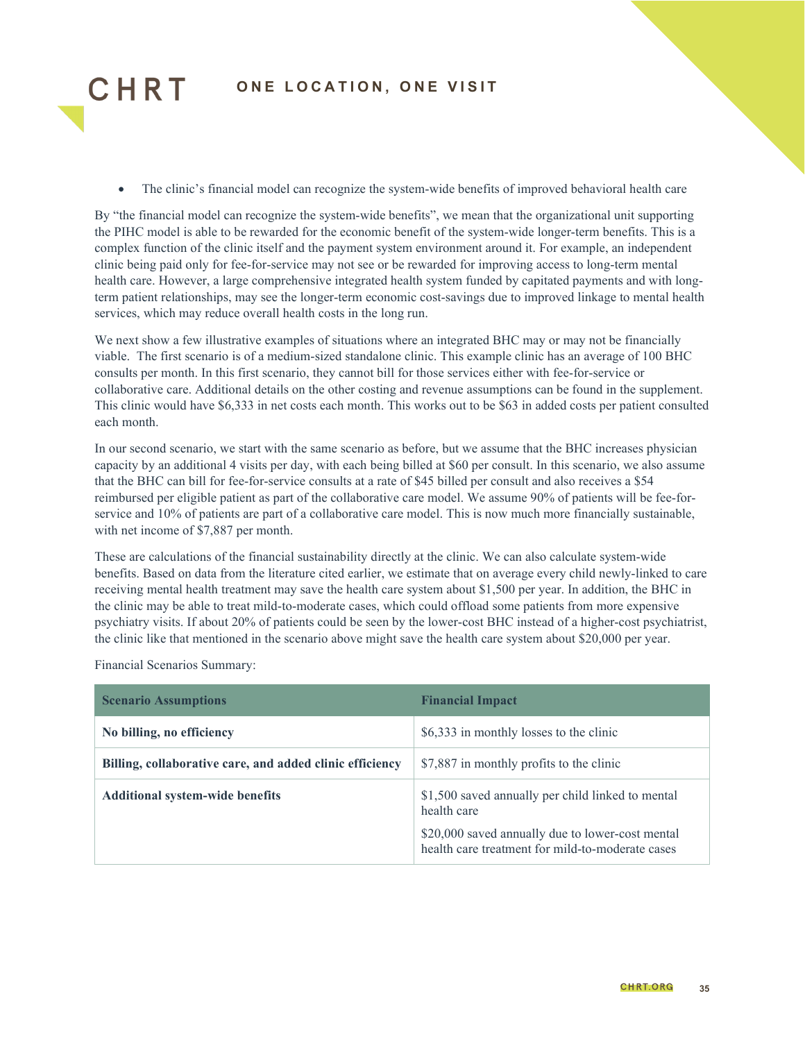- The clinic's financial model can recognize the system-wide benefits of improved behavioral health care

By "the financial model can recognize the system-wide benefits", we mean that the organizational unit supporting the PIHC model is able to be rewarded for the economic benefit of the system-wide longer-term benefits. This is a complex function of the clinic itself and the payment system environment around it. For example, an independent clinic being paid only for fee-for-service may not see or be rewarded for improving access to long-term mental health care. However, a large comprehensive integrated health system funded by capitated payments and with long-term patient relationships, may see the longer-term economic cost-savings due to improved linkage to mental health services, which may reduce overall health costs in the long run.

We next show a few illustrative examples of situations where an integrated BHC may or may not be financially viable. The first scenario is of a medium-sized standalone clinic. This example clinic has an average of 100 BHC consults per month. In this first scenario, they cannot bill for those services either with fee-for-service or collaborative care. Additional details on the other costing and revenue assumptions can be found in the supplement. This clinic would have $6,333 in net costs each month. This works out to be $63 in added costs per patient consulted each month.

In our second scenario, we start with the same scenario as before, but we assume that the BHC increases physician capacity by an additional 4 visits per day, with each being billed at $60 per consult. In this scenario, we also assume that the BHC can bill for fee-for-service consults at a rate of $45 billed per consult and also receives a $54 reimbursed per eligible patient as part of the collaborative care model. We assume 90% of patients will be fee-for-service and 10% of patients are part of a collaborative care model. This is now much more financially sustainable, with net income of $7,887 per month.

These are calculations of the financial sustainability directly at the clinic. We can also calculate system-wide benefits. Based on data from the literature cited earlier, we estimate that on average every child newly-linked to care receiving mental health treatment may save the health care system about $1,500 per year. In addition, the BHC in the clinic may be able to treat mild-to-moderate cases, which could offload some patients from more expensive psychiatry visits. If about 20% of patients could be seen by the lower-cost BHC instead of a higher-cost psychiatrist, the clinic like that mentioned in the scenario above might save the health care system about $20,000 per year.

Financial Scenarios Summary:

| Scenario Assumptions | Financial Impact |
|---|---|
| **No billing, no efficiency** | $6,333 in monthly losses to the clinic |
| **Billing, collaborative care, and added clinic efficiency** | $7,887 in monthly profits to the clinic |
| **Additional system-wide benefits** | $1,500 saved annually per child linked to mental health care<br><br>$20,000 saved annually due to lower-cost mental health care treatment for mild-to-moderate cases |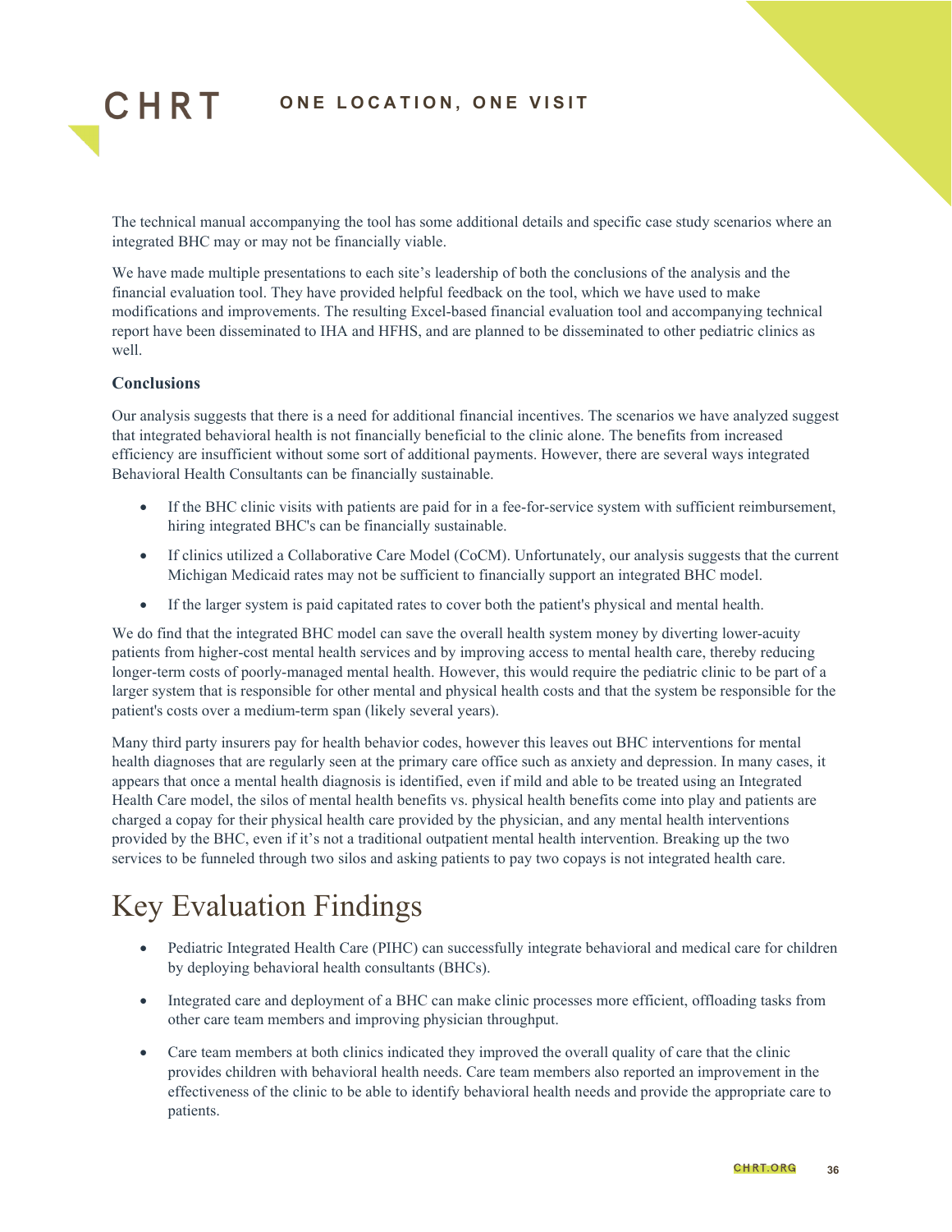The technical manual accompanying the tool has some additional details and specific case study scenarios where an integrated BHC may or may not be financially viable.

We have made multiple presentations to each site's leadership of both the conclusions of the analysis and the financial evaluation tool. They have provided helpful feedback on the tool, which we have used to make modifications and improvements. The resulting Excel-based financial evaluation tool and accompanying technical report have been disseminated to IHA and HFHS, and are planned to be disseminated to other pediatric clinics as well.

### Conclusions

Our analysis suggests that there is a need for additional financial incentives. The scenarios we have analyzed suggest that integrated behavioral health is not financially beneficial to the clinic alone. The benefits from increased efficiency are insufficient without some sort of additional payments. However, there are several ways integrated Behavioral Health Consultants can be financially sustainable.

- If the BHC clinic visits with patients are paid for in a fee-for-service system with sufficient reimbursement, hiring integrated BHC's can be financially sustainable.
- If clinics utilized a Collaborative Care Model (CoCM). Unfortunately, our analysis suggests that the current Michigan Medicaid rates may not be sufficient to financially support an integrated BHC model.
- If the larger system is paid capitated rates to cover both the patient's physical and mental health.

We do find that the integrated BHC model can save the overall health system money by diverting lower-acuity patients from higher-cost mental health services and by improving access to mental health care, thereby reducing longer-term costs of poorly-managed mental health. However, this would require the pediatric clinic to be part of a larger system that is responsible for other mental and physical health costs and that the system be responsible for the patient's costs over a medium-term span (likely several years).

Many third party insurers pay for health behavior codes, however this leaves out BHC interventions for mental health diagnoses that are regularly seen at the primary care office such as anxiety and depression. In many cases, it appears that once a mental health diagnosis is identified, even if mild and able to be treated using an Integrated Health Care model, the silos of mental health benefits vs. physical health benefits come into play and patients are charged a copay for their physical health care provided by the physician, and any mental health interventions provided by the BHC, even if it's not a traditional outpatient mental health intervention. Breaking up the two services to be funneled through two silos and asking patients to pay two copays is not integrated health care.

## Key Evaluation Findings

- Pediatric Integrated Health Care (PIHC) can successfully integrate behavioral and medical care for children by deploying behavioral health consultants (BHCs).
- Integrated care and deployment of a BHC can make clinic processes more efficient, offloading tasks from other care team members and improving physician throughput.
- Care team members at both clinics indicated they improved the overall quality of care that the clinic provides children with behavioral health needs. Care team members also reported an improvement in the effectiveness of the clinic to be able to identify behavioral health needs and provide the appropriate care to patients.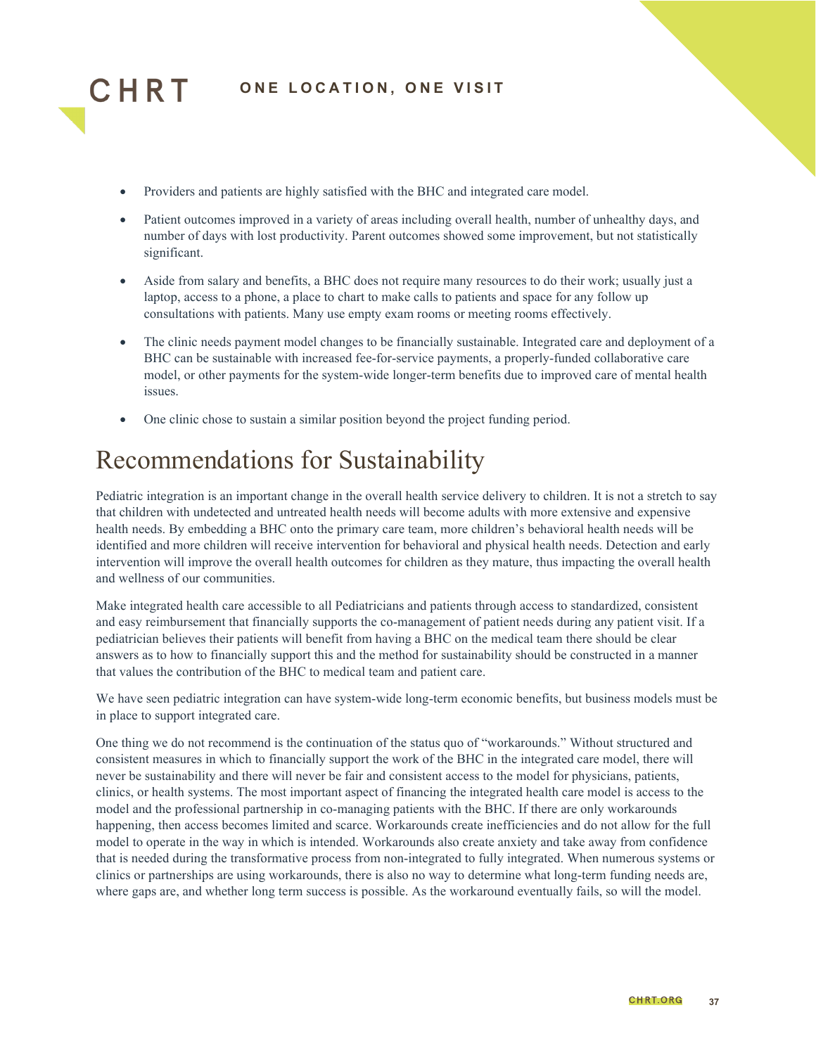- Providers and patients are highly satisfied with the BHC and integrated care model.
- Patient outcomes improved in a variety of areas including overall health, number of unhealthy days, and number of days with lost productivity. Parent outcomes showed some improvement, but not statistically significant.
- Aside from salary and benefits, a BHC does not require many resources to do their work; usually just a laptop, access to a phone, a place to chart to make calls to patients and space for any follow up consultations with patients. Many use empty exam rooms or meeting rooms effectively.
- The clinic needs payment model changes to be financially sustainable. Integrated care and deployment of a BHC can be sustainable with increased fee-for-service payments, a properly-funded collaborative care model, or other payments for the system-wide longer-term benefits due to improved care of mental health issues.
- One clinic chose to sustain a similar position beyond the project funding period.

# Recommendations for Sustainability

Pediatric integration is an important change in the overall health service delivery to children. It is not a stretch to say that children with undetected and untreated health needs will become adults with more extensive and expensive health needs. By embedding a BHC onto the primary care team, more children's behavioral health needs will be identified and more children will receive intervention for behavioral and physical health needs. Detection and early intervention will improve the overall health outcomes for children as they mature, thus impacting the overall health and wellness of our communities.

Make integrated health care accessible to all Pediatricians and patients through access to standardized, consistent and easy reimbursement that financially supports the co-management of patient needs during any patient visit. If a pediatrician believes their patients will benefit from having a BHC on the medical team there should be clear answers as to how to financially support this and the method for sustainability should be constructed in a manner that values the contribution of the BHC to medical team and patient care.

We have seen pediatric integration can have system-wide long-term economic benefits, but business models must be in place to support integrated care.

One thing we do not recommend is the continuation of the status quo of "workarounds." Without structured and consistent measures in which to financially support the work of the BHC in the integrated care model, there will never be sustainability and there will never be fair and consistent access to the model for physicians, patients, clinics, or health systems. The most important aspect of financing the integrated health care model is access to the model and the professional partnership in co-managing patients with the BHC. If there are only workarounds happening, then access becomes limited and scarce. Workarounds create inefficiencies and do not allow for the full model to operate in the way in which is intended. Workarounds also create anxiety and take away from confidence that is needed during the transformative process from non-integrated to fully integrated. When numerous systems or clinics or partnerships are using workarounds, there is also no way to determine what long-term funding needs are, where gaps are, and whether long term success is possible. As the workaround eventually fails, so will the model.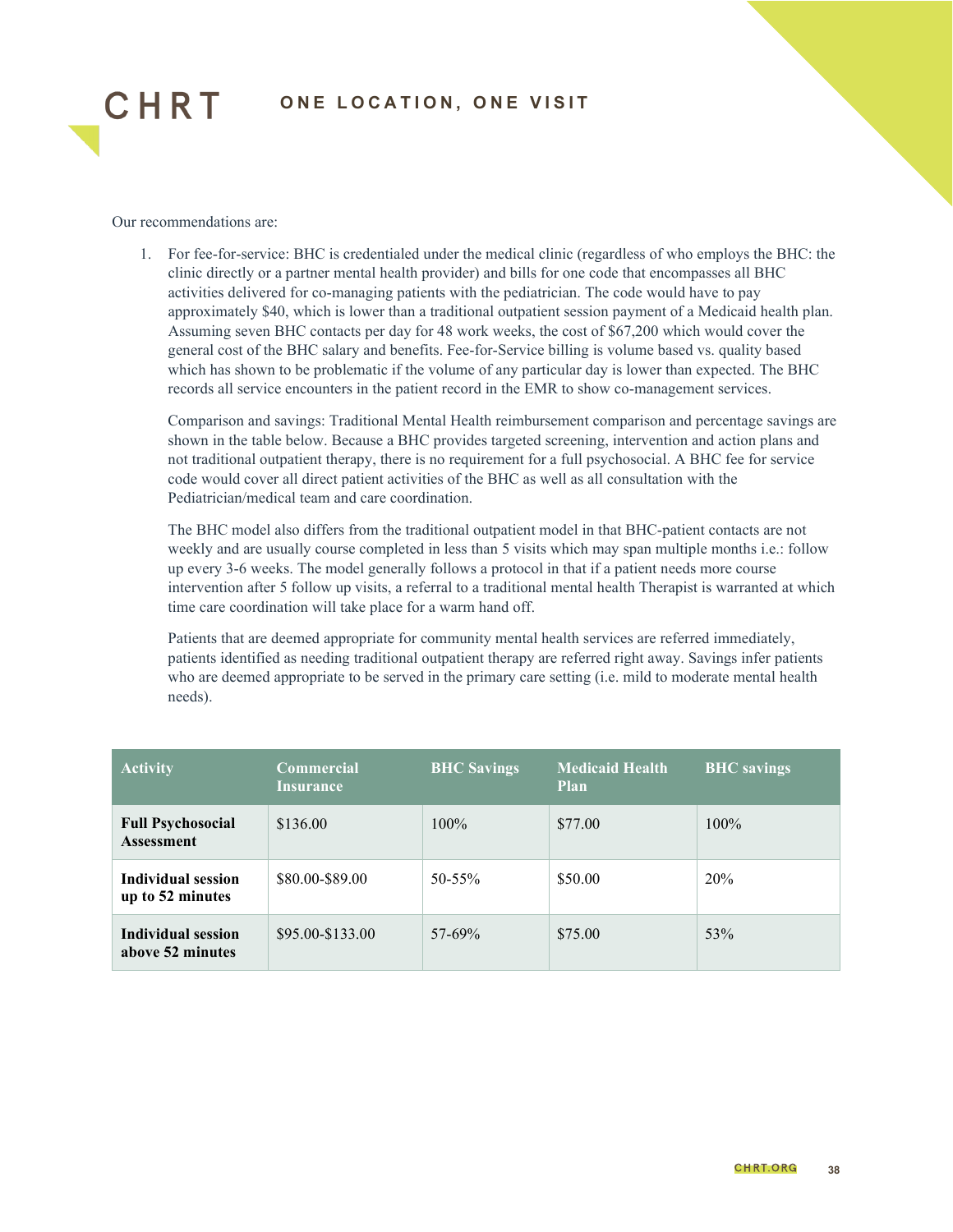Our recommendations are:

1. For fee-for-service: BHC is credentialed under the medical clinic (regardless of who employs the BHC: the clinic directly or a partner mental health provider) and bills for one code that encompasses all BHC activities delivered for co-managing patients with the pediatrician. The code would have to pay approximately $40, which is lower than a traditional outpatient session payment of a Medicaid health plan. Assuming seven BHC contacts per day for 48 work weeks, the cost of $67,200 which would cover the general cost of the BHC salary and benefits. Fee-for-Service billing is volume based vs. quality based which has shown to be problematic if the volume of any particular day is lower than expected. The BHC records all service encounters in the patient record in the EMR to show co-management services.

   Comparison and savings: Traditional Mental Health reimbursement comparison and percentage savings are shown in the table below. Because a BHC provides targeted screening, intervention and action plans and not traditional outpatient therapy, there is no requirement for a full psychosocial. A BHC fee for service code would cover all direct patient activities of the BHC as well as all consultation with the Pediatrician/medical team and care coordination.

   The BHC model also differs from the traditional outpatient model in that BHC-patient contacts are not weekly and are usually course completed in less than 5 visits which may span multiple months i.e.: follow up every 3-6 weeks. The model generally follows a protocol in that if a patient needs more course intervention after 5 follow up visits, a referral to a traditional mental health Therapist is warranted at which time care coordination will take place for a warm hand off.

   Patients that are deemed appropriate for community mental health services are referred immediately, patients identified as needing traditional outpatient therapy are referred right away. Savings infer patients who are deemed appropriate to be served in the primary care setting (i.e. mild to moderate mental health needs).

| Activity | Commercial Insurance | BHC Savings | Medicaid Health Plan | BHC savings |
|---|---|---|---|---|
| **Full Psychosocial Assessment** | $136.00 | 100% | $77.00 | 100% |
| **Individual session up to 52 minutes** | $80.00-$89.00 | 50-55% | $50.00 | 20% |
| **Individual session above 52 minutes** | $95.00-$133.00 | 57-69% | $75.00 | 53% |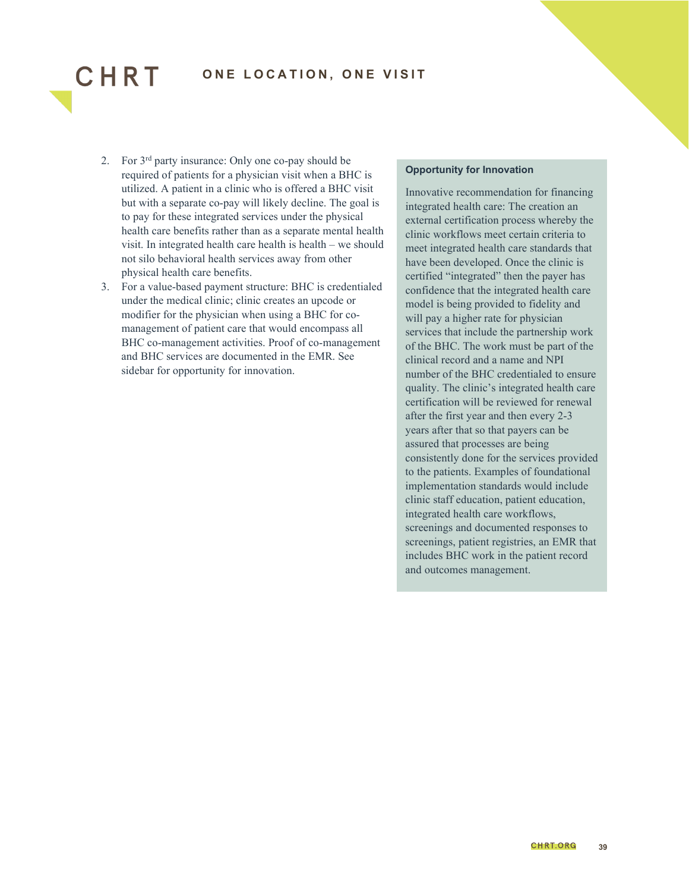2. For 3rd party insurance: Only one co-pay should be required of patients for a physician visit when a BHC is utilized. A patient in a clinic who is offered a BHC visit but with a separate co-pay will likely decline. The goal is to pay for these integrated services under the physical health care benefits rather than as a separate mental health visit. In integrated health care health is health – we should not silo behavioral health services away from other physical health care benefits.
3. For a value-based payment structure: BHC is credentialed under the medical clinic; clinic creates an upcode or modifier for the physician when using a BHC for co-management of patient care that would encompass all BHC co-management activities. Proof of co-management and BHC services are documented in the EMR. See sidebar for opportunity for innovation.

**Opportunity for Innovation**

Innovative recommendation for financing integrated health care: The creation an external certification process whereby the clinic workflows meet certain criteria to meet integrated health care standards that have been developed. Once the clinic is certified "integrated" then the payer has confidence that the integrated health care model is being provided to fidelity and will pay a higher rate for physician services that include the partnership work of the BHC. The work must be part of the clinical record and a name and NPI number of the BHC credentialed to ensure quality. The clinic's integrated health care certification will be reviewed for renewal after the first year and then every 2-3 years after that so that payers can be assured that processes are being consistently done for the services provided to the patients. Examples of foundational implementation standards would include clinic staff education, patient education, integrated health care workflows, screenings and documented responses to screenings, patient registries, an EMR that includes BHC work in the patient record and outcomes management.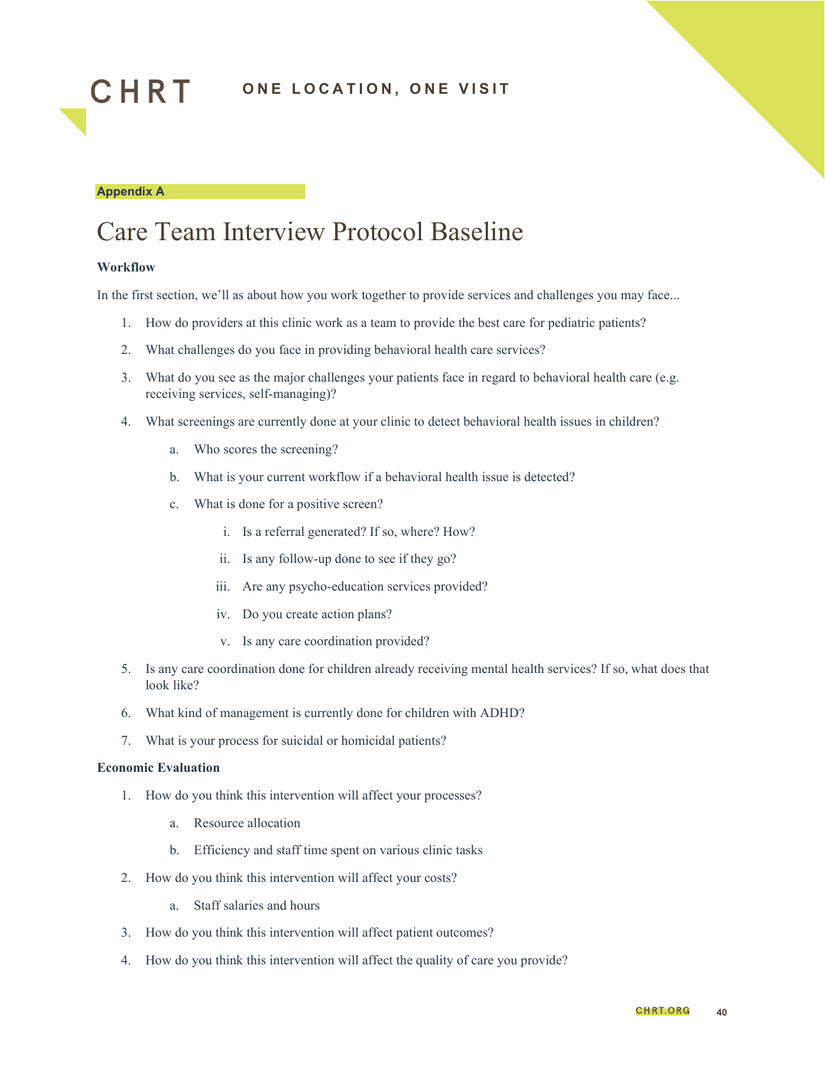Appendix A

# Care Team Interview Protocol Baseline

**Workflow**

In the first section, we'll as about how you work together to provide services and challenges you may face...

1. How do providers at this clinic work as a team to provide the best care for pediatric patients?
2. What challenges do you face in providing behavioral health care services?
3. What do you see as the major challenges your patients face in regard to behavioral health care (e.g. receiving services, self-managing)?
4. What screenings are currently done at your clinic to detect behavioral health issues in children?
    a. Who scores the screening?
    b. What is your current workflow if a behavioral health issue is detected?
    c. What is done for a positive screen?
        i. Is a referral generated? If so, where? How?
        ii. Is any follow-up done to see if they go?
        iii. Are any psycho-education services provided?
        iv. Do you create action plans?
        v. Is any care coordination provided?
5. Is any care coordination done for children already receiving mental health services? If so, what does that look like?
6. What kind of management is currently done for children with ADHD?
7. What is your process for suicidal or homicidal patients?

**Economic Evaluation**

1. How do you think this intervention will affect your processes?
    a. Resource allocation
    b. Efficiency and staff time spent on various clinic tasks
2. How do you think this intervention will affect your costs?
    a. Staff salaries and hours
3. How do you think this intervention will affect patient outcomes?
4. How do you think this intervention will affect the quality of care you provide?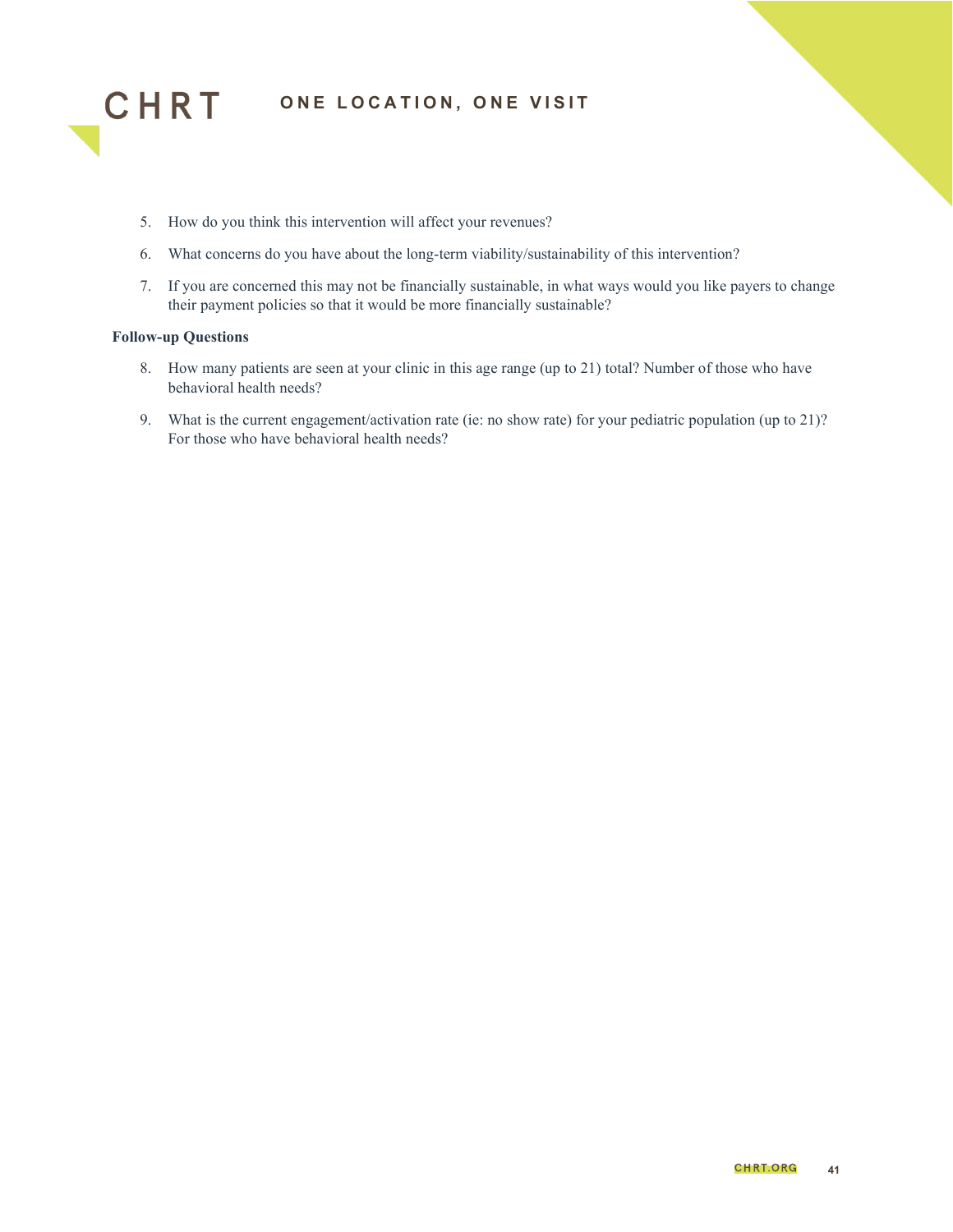5. How do you think this intervention will affect your revenues?
6. What concerns do you have about the long-term viability/sustainability of this intervention?
7. If you are concerned this may not be financially sustainable, in what ways would you like payers to change their payment policies so that it would be more financially sustainable?

**Follow-up Questions**

8. How many patients are seen at your clinic in this age range (up to 21) total? Number of those who have behavioral health needs?
9. What is the current engagement/activation rate (ie: no show rate) for your pediatric population (up to 21)? For those who have behavioral health needs?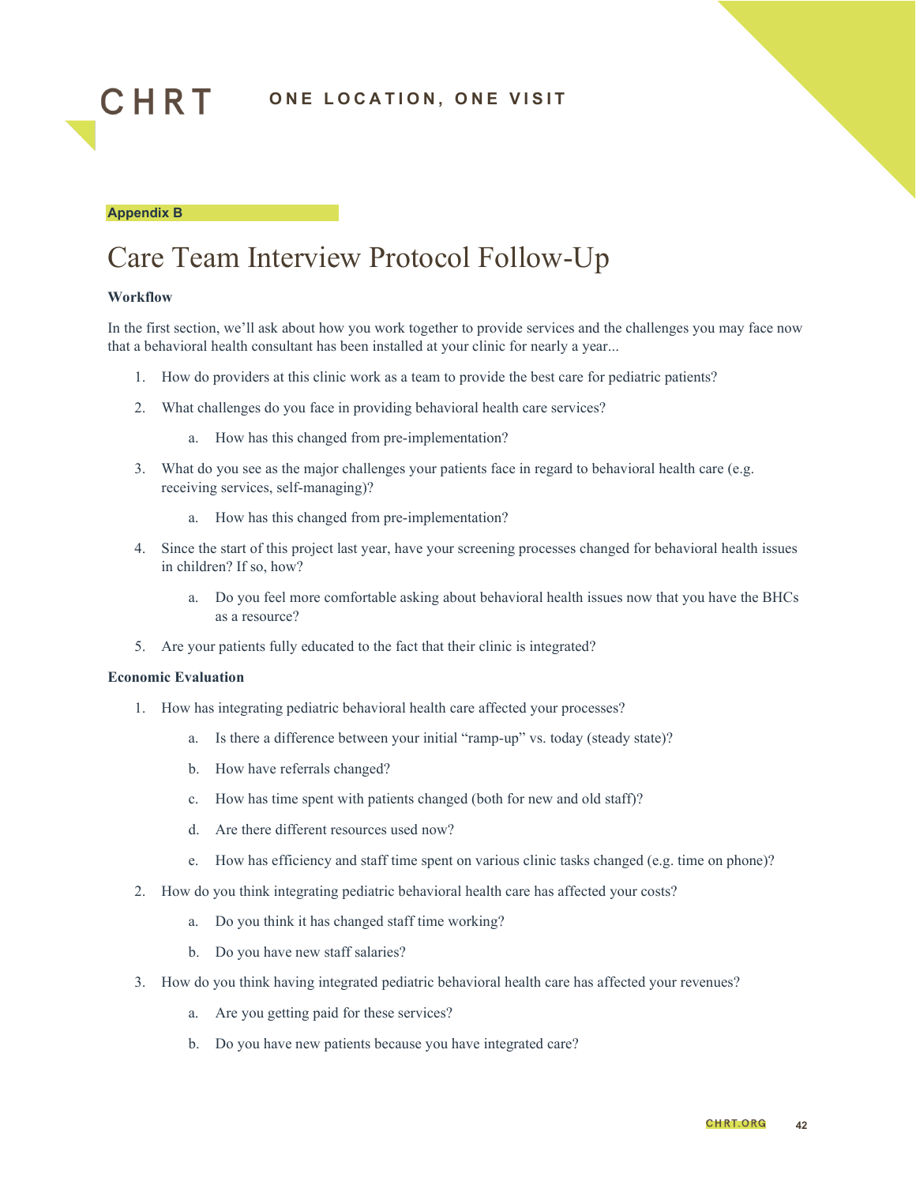Appendix B

# Care Team Interview Protocol Follow-Up

**Workflow**

In the first section, we'll ask about how you work together to provide services and the challenges you may face now that a behavioral health consultant has been installed at your clinic for nearly a year...

1. How do providers at this clinic work as a team to provide the best care for pediatric patients?
2. What challenges do you face in providing behavioral health care services?
    a. How has this changed from pre-implementation?
3. What do you see as the major challenges your patients face in regard to behavioral health care (e.g. receiving services, self-managing)?
    a. How has this changed from pre-implementation?
4. Since the start of this project last year, have your screening processes changed for behavioral health issues in children? If so, how?
    a. Do you feel more comfortable asking about behavioral health issues now that you have the BHCs as a resource?
5. Are your patients fully educated to the fact that their clinic is integrated?

**Economic Evaluation**

1. How has integrating pediatric behavioral health care affected your processes?
    a. Is there a difference between your initial "ramp-up" vs. today (steady state)?
    b. How have referrals changed?
    c. How has time spent with patients changed (both for new and old staff)?
    d. Are there different resources used now?
    e. How has efficiency and staff time spent on various clinic tasks changed (e.g. time on phone)?
2. How do you think integrating pediatric behavioral health care has affected your costs?
    a. Do you think it has changed staff time working?
    b. Do you have new staff salaries?
3. How do you think having integrated pediatric behavioral health care has affected your revenues?
    a. Are you getting paid for these services?
    b. Do you have new patients because you have integrated care?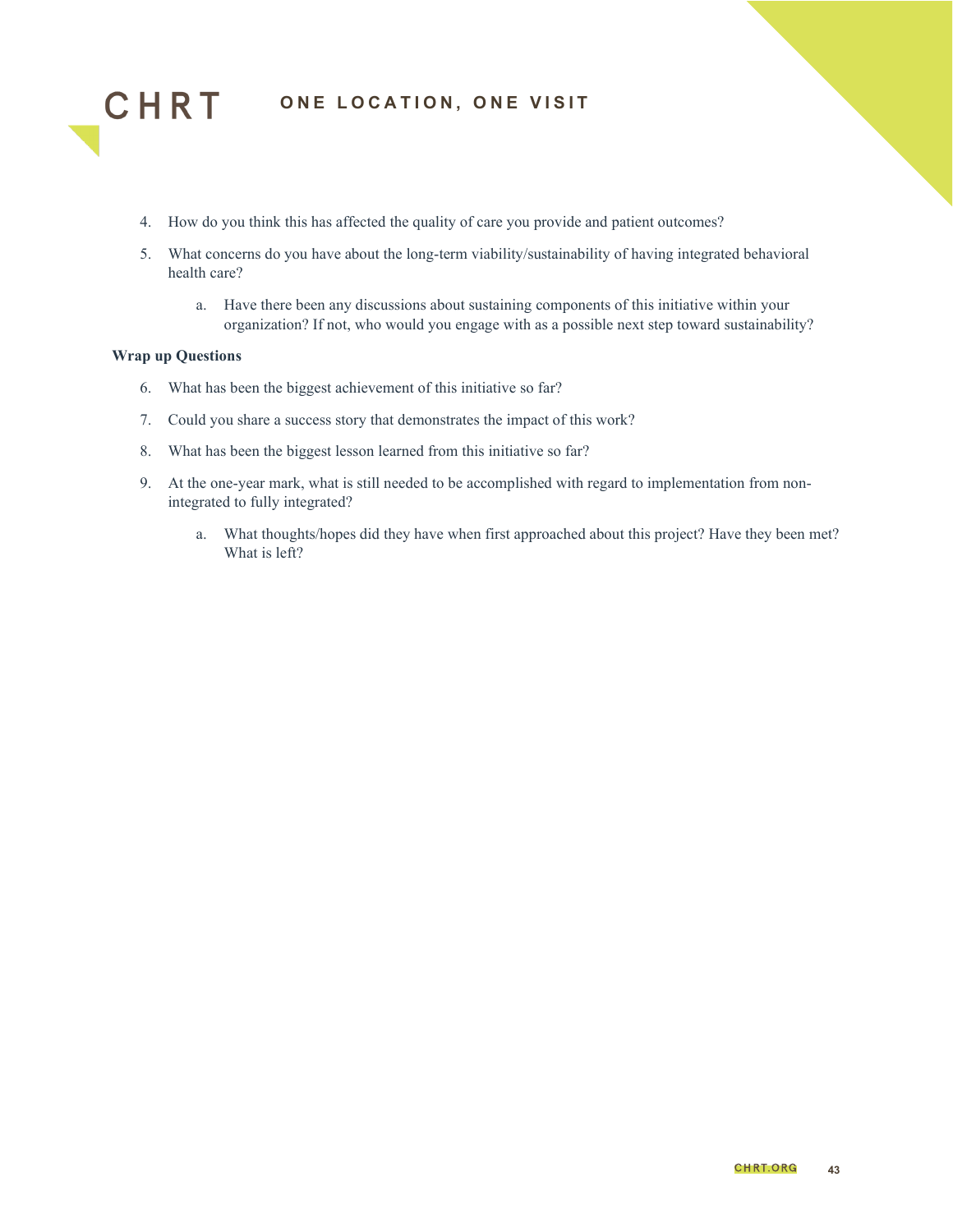4. How do you think this has affected the quality of care you provide and patient outcomes?
5. What concerns do you have about the long-term viability/sustainability of having integrated behavioral health care?
    a. Have there been any discussions about sustaining components of this initiative within your organization? If not, who would you engage with as a possible next step toward sustainability?

**Wrap up Questions**

6. What has been the biggest achievement of this initiative so far?
7. Could you share a success story that demonstrates the impact of this work?
8. What has been the biggest lesson learned from this initiative so far?
9. At the one-year mark, what is still needed to be accomplished with regard to implementation from non-integrated to fully integrated?
    a. What thoughts/hopes did they have when first approached about this project? Have they been met? What is left?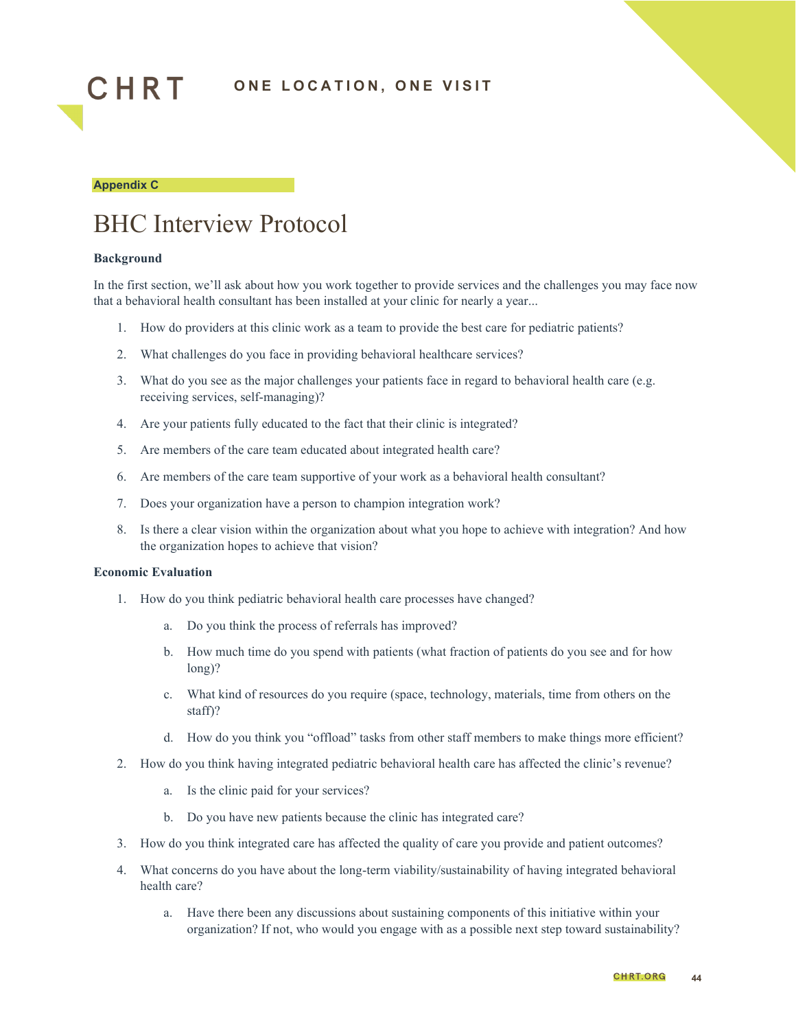Appendix C

# BHC Interview Protocol

**Background**

In the first section, we'll ask about how you work together to provide services and the challenges you may face now that a behavioral health consultant has been installed at your clinic for nearly a year...

1. How do providers at this clinic work as a team to provide the best care for pediatric patients?
2. What challenges do you face in providing behavioral healthcare services?
3. What do you see as the major challenges your patients face in regard to behavioral health care (e.g. receiving services, self-managing)?
4. Are your patients fully educated to the fact that their clinic is integrated?
5. Are members of the care team educated about integrated health care?
6. Are members of the care team supportive of your work as a behavioral health consultant?
7. Does your organization have a person to champion integration work?
8. Is there a clear vision within the organization about what you hope to achieve with integration? And how the organization hopes to achieve that vision?

**Economic Evaluation**

1. How do you think pediatric behavioral health care processes have changed?
    a. Do you think the process of referrals has improved?
    b. How much time do you spend with patients (what fraction of patients do you see and for how long)?
    c. What kind of resources do you require (space, technology, materials, time from others on the staff)?
    d. How do you think you "offload" tasks from other staff members to make things more efficient?
2. How do you think having integrated pediatric behavioral health care has affected the clinic's revenue?
    a. Is the clinic paid for your services?
    b. Do you have new patients because the clinic has integrated care?
3. How do you think integrated care has affected the quality of care you provide and patient outcomes?
4. What concerns do you have about the long-term viability/sustainability of having integrated behavioral health care?
    a. Have there been any discussions about sustaining components of this initiative within your organization? If not, who would you engage with as a possible next step toward sustainability?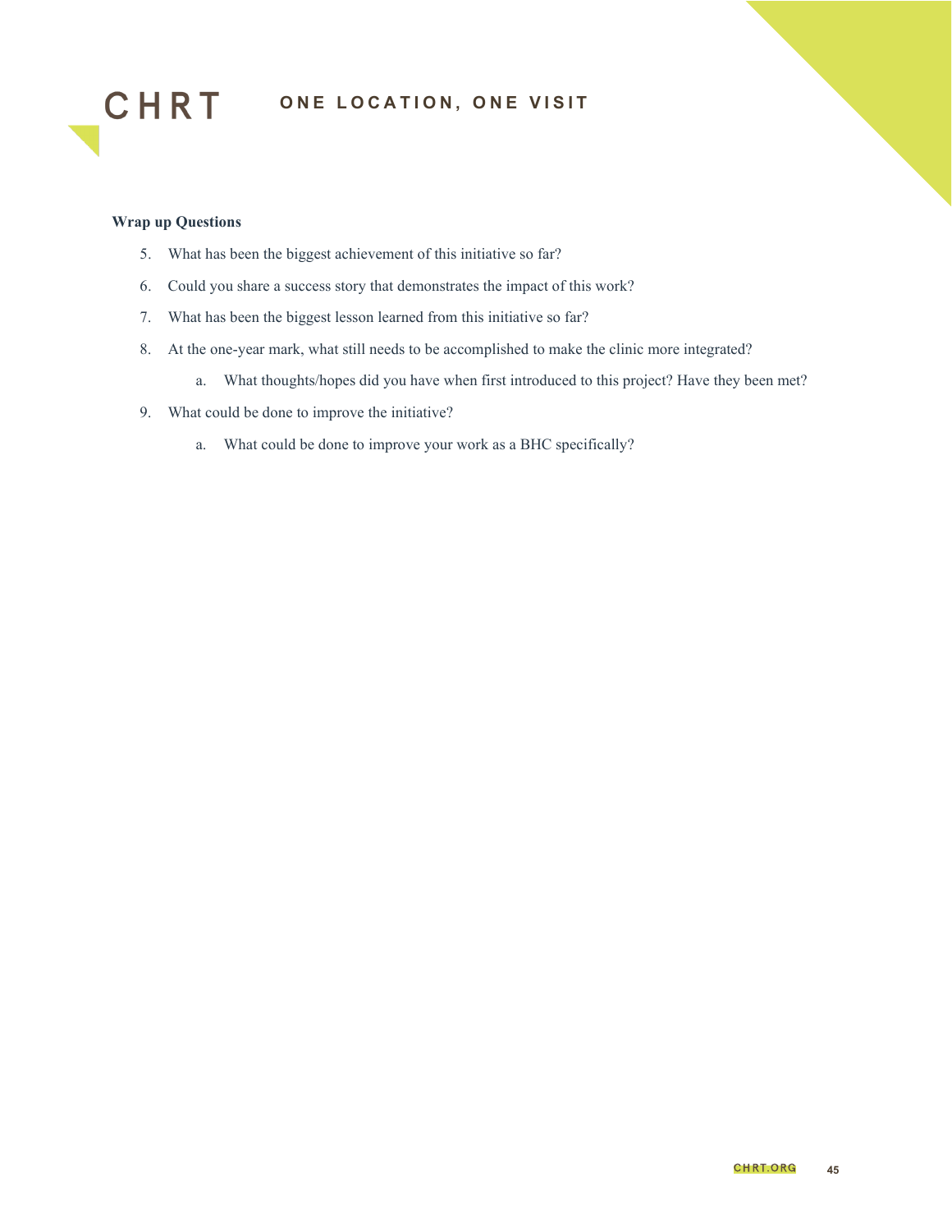**Wrap up Questions**

5. What has been the biggest achievement of this initiative so far?
6. Could you share a success story that demonstrates the impact of this work?
7. What has been the biggest lesson learned from this initiative so far?
8. At the one-year mark, what still needs to be accomplished to make the clinic more integrated?
    a. What thoughts/hopes did you have when first introduced to this project? Have they been met?
9. What could be done to improve the initiative?
    a. What could be done to improve your work as a BHC specifically?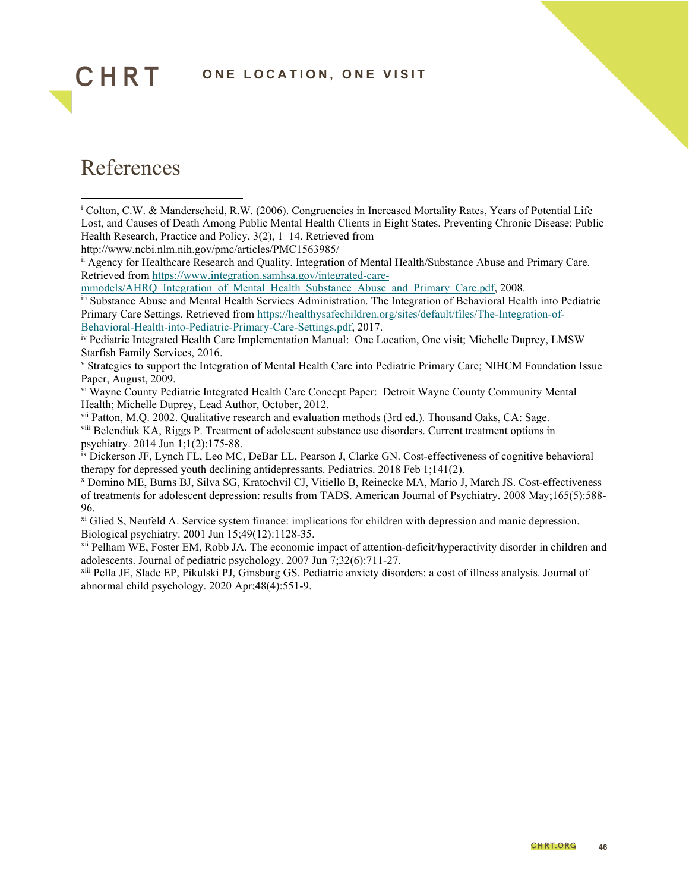# References

[i] Colton, C.W. & Manderscheid, R.W. (2006). Congruencies in Increased Mortality Rates, Years of Potential Life Lost, and Causes of Death Among Public Mental Health Clients in Eight States. Preventing Chronic Disease: Public Health Research, Practice and Policy, 3(2), 1–14. Retrieved from http://www.ncbi.nlm.nih.gov/pmc/articles/PMC1563985/

[ii] Agency for Healthcare Research and Quality. Integration of Mental Health/Substance Abuse and Primary Care. Retrieved from https://www.integration.samhsa.gov/integrated-care-mmodels/AHRQ_Integration_of_Mental_Health_Substance_Abuse_and_Primary_Care.pdf, 2008.

[iii] Substance Abuse and Mental Health Services Administration. The Integration of Behavioral Health into Pediatric Primary Care Settings. Retrieved from https://healthysafechildren.org/sites/default/files/The-Integration-of-Behavioral-Health-into-Pediatric-Primary-Care-Settings.pdf, 2017.

[iv] Pediatric Integrated Health Care Implementation Manual: One Location, One visit; Michelle Duprey, LMSW Starfish Family Services, 2016.

[v] Strategies to support the Integration of Mental Health Care into Pediatric Primary Care; NIHCM Foundation Issue Paper, August, 2009.

[vi] Wayne County Pediatric Integrated Health Care Concept Paper: Detroit Wayne County Community Mental Health; Michelle Duprey, Lead Author, October, 2012.

[vii] Patton, M.Q. 2002. Qualitative research and evaluation methods (3rd ed.). Thousand Oaks, CA: Sage.

[viii] Belendiuk KA, Riggs P. Treatment of adolescent substance use disorders. Current treatment options in psychiatry. 2014 Jun 1;1(2):175-88.

[ix] Dickerson JF, Lynch FL, Leo MC, DeBar LL, Pearson J, Clarke GN. Cost-effectiveness of cognitive behavioral therapy for depressed youth declining antidepressants. Pediatrics. 2018 Feb 1;141(2).

[x] Domino ME, Burns BJ, Silva SG, Kratochvil CJ, Vitiello B, Reinecke MA, Mario J, March JS. Cost-effectiveness of treatments for adolescent depression: results from TADS. American Journal of Psychiatry. 2008 May;165(5):588-96.

[xi] Glied S, Neufeld A. Service system finance: implications for children with depression and manic depression. Biological psychiatry. 2001 Jun 15;49(12):1128-35.

[xii] Pelham WE, Foster EM, Robb JA. The economic impact of attention-deficit/hyperactivity disorder in children and adolescents. Journal of pediatric psychology. 2007 Jun 7;32(6):711-27.

[xiii] Pella JE, Slade EP, Pikulski PJ, Ginsburg GS. Pediatric anxiety disorders: a cost of illness analysis. Journal of abnormal child psychology. 2020 Apr;48(4):551-9.